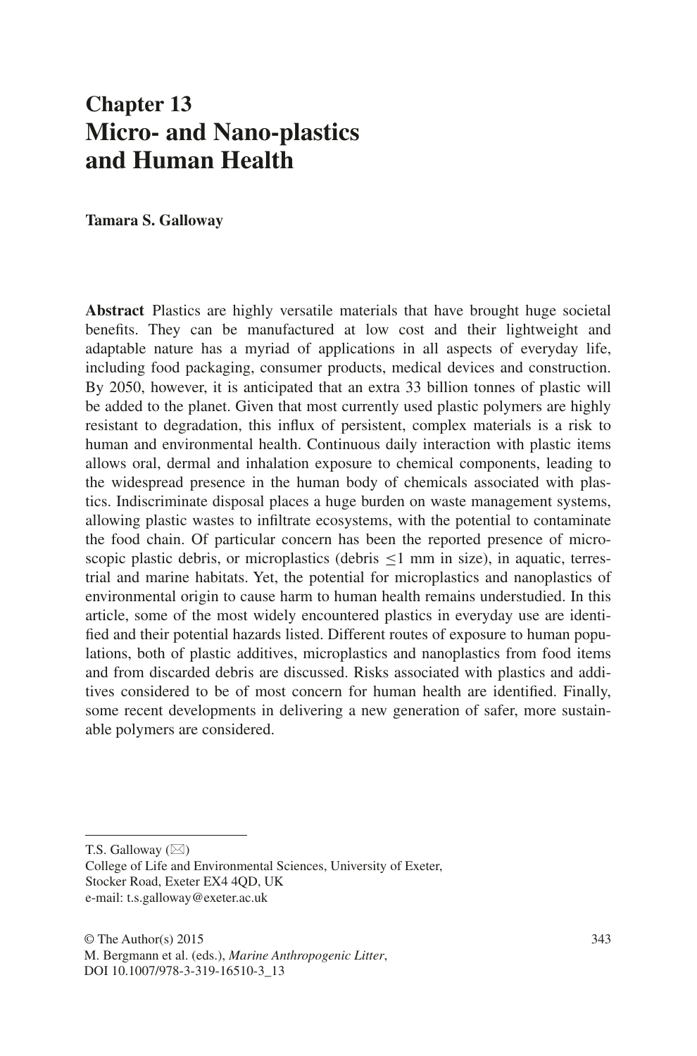# Chapter 13
# Micro- and Nano-plastics and Human Health

**Tamara S. Galloway**

**Abstract** Plastics are highly versatile materials that have brought huge societal benefits. They can be manufactured at low cost and their lightweight and adaptable nature has a myriad of applications in all aspects of everyday life, including food packaging, consumer products, medical devices and construction. By 2050, however, it is anticipated that an extra 33 billion tonnes of plastic will be added to the planet. Given that most currently used plastic polymers are highly resistant to degradation, this influx of persistent, complex materials is a risk to human and environmental health. Continuous daily interaction with plastic items allows oral, dermal and inhalation exposure to chemical components, leading to the widespread presence in the human body of chemicals associated with plastics. Indiscriminate disposal places a huge burden on waste management systems, allowing plastic wastes to infiltrate ecosystems, with the potential to contaminate the food chain. Of particular concern has been the reported presence of microscopic plastic debris, or microplastics (debris $\leq$1 mm in size), in aquatic, terrestrial and marine habitats. Yet, the potential for microplastics and nanoplastics of environmental origin to cause harm to human health remains understudied. In this article, some of the most widely encountered plastics in everyday use are identified and their potential hazards listed. Different routes of exposure to human populations, both of plastic additives, microplastics and nanoplastics from food items and from discarded debris are discussed. Risks associated with plastics and additives considered to be of most concern for human health are identified. Finally, some recent developments in delivering a new generation of safer, more sustainable polymers are considered.

---

T.S. Galloway (✉)
College of Life and Environmental Sciences, University of Exeter,
Stocker Road, Exeter EX4 4QD, UK
e-mail: t.s.galloway@exeter.ac.uk

© The Author(s) 2015
M. Bergmann et al. (eds.), *Marine Anthropogenic Litter*,
DOI 10.1007/978-3-319-16510-3_13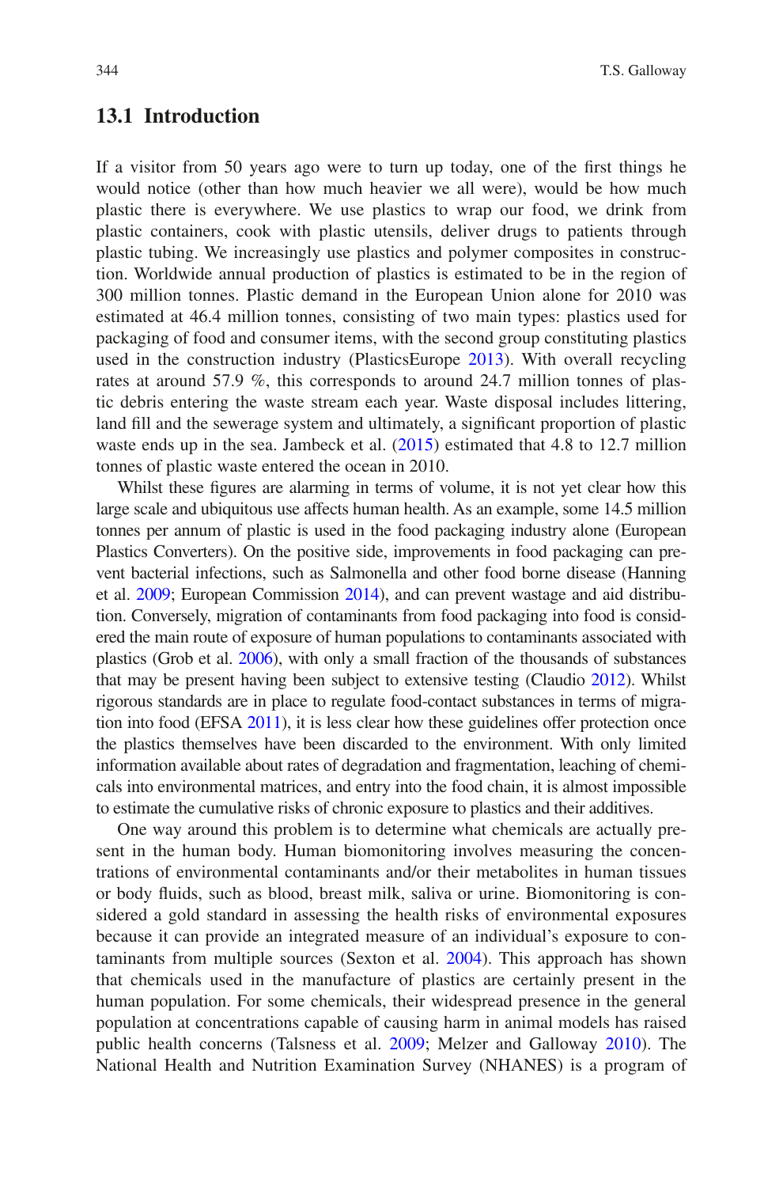## 13.1 Introduction

If a visitor from 50 years ago were to turn up today, one of the first things he would notice (other than how much heavier we all were), would be how much plastic there is everywhere. We use plastics to wrap our food, we drink from plastic containers, cook with plastic utensils, deliver drugs to patients through plastic tubing. We increasingly use plastics and polymer composites in construction. Worldwide annual production of plastics is estimated to be in the region of 300 million tonnes. Plastic demand in the European Union alone for 2010 was estimated at 46.4 million tonnes, consisting of two main types: plastics used for packaging of food and consumer items, with the second group constituting plastics used in the construction industry (PlasticsEurope 2013). With overall recycling rates at around 57.9 %, this corresponds to around 24.7 million tonnes of plastic debris entering the waste stream each year. Waste disposal includes littering, land fill and the sewerage system and ultimately, a significant proportion of plastic waste ends up in the sea. Jambeck et al. (2015) estimated that 4.8 to 12.7 million tonnes of plastic waste entered the ocean in 2010.

Whilst these figures are alarming in terms of volume, it is not yet clear how this large scale and ubiquitous use affects human health. As an example, some 14.5 million tonnes per annum of plastic is used in the food packaging industry alone (European Plastics Converters). On the positive side, improvements in food packaging can prevent bacterial infections, such as Salmonella and other food borne disease (Hanning et al. 2009; European Commission 2014), and can prevent wastage and aid distribution. Conversely, migration of contaminants from food packaging into food is considered the main route of exposure of human populations to contaminants associated with plastics (Grob et al. 2006), with only a small fraction of the thousands of substances that may be present having been subject to extensive testing (Claudio 2012). Whilst rigorous standards are in place to regulate food-contact substances in terms of migration into food (EFSA 2011), it is less clear how these guidelines offer protection once the plastics themselves have been discarded to the environment. With only limited information available about rates of degradation and fragmentation, leaching of chemicals into environmental matrices, and entry into the food chain, it is almost impossible to estimate the cumulative risks of chronic exposure to plastics and their additives.

One way around this problem is to determine what chemicals are actually present in the human body. Human biomonitoring involves measuring the concentrations of environmental contaminants and/or their metabolites in human tissues or body fluids, such as blood, breast milk, saliva or urine. Biomonitoring is considered a gold standard in assessing the health risks of environmental exposures because it can provide an integrated measure of an individual's exposure to contaminants from multiple sources (Sexton et al. 2004). This approach has shown that chemicals used in the manufacture of plastics are certainly present in the human population. For some chemicals, their widespread presence in the general population at concentrations capable of causing harm in animal models has raised public health concerns (Talsness et al. 2009; Melzer and Galloway 2010). The National Health and Nutrition Examination Survey (NHANES) is a program of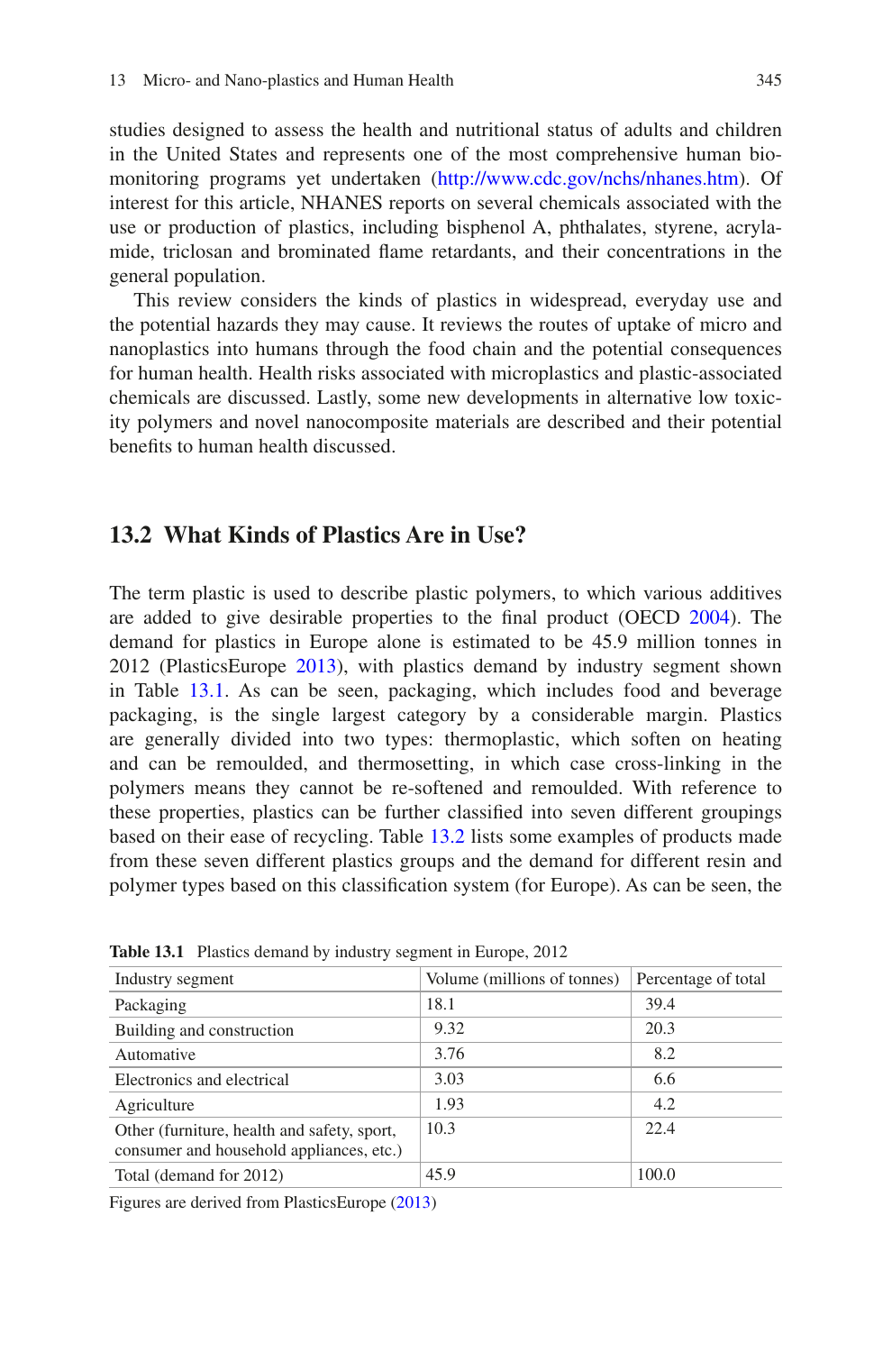studies designed to assess the health and nutritional status of adults and children in the United States and represents one of the most comprehensive human biomonitoring programs yet undertaken (http://www.cdc.gov/nchs/nhanes.htm). Of interest for this article, NHANES reports on several chemicals associated with the use or production of plastics, including bisphenol A, phthalates, styrene, acrylamide, triclosan and brominated flame retardants, and their concentrations in the general population.

This review considers the kinds of plastics in widespread, everyday use and the potential hazards they may cause. It reviews the routes of uptake of micro and nanoplastics into humans through the food chain and the potential consequences for human health. Health risks associated with microplastics and plastic-associated chemicals are discussed. Lastly, some new developments in alternative low toxicity polymers and novel nanocomposite materials are described and their potential benefits to human health discussed.

## 13.2 What Kinds of Plastics Are in Use?

The term plastic is used to describe plastic polymers, to which various additives are added to give desirable properties to the final product (OECD 2004). The demand for plastics in Europe alone is estimated to be 45.9 million tonnes in 2012 (PlasticsEurope 2013), with plastics demand by industry segment shown in Table 13.1. As can be seen, packaging, which includes food and beverage packaging, is the single largest category by a considerable margin. Plastics are generally divided into two types: thermoplastic, which soften on heating and can be remoulded, and thermosetting, in which case cross-linking in the polymers means they cannot be re-softened and remoulded. With reference to these properties, plastics can be further classified into seven different groupings based on their ease of recycling. Table 13.2 lists some examples of products made from these seven different plastics groups and the demand for different resin and polymer types based on this classification system (for Europe). As can be seen, the

**Table 13.1** Plastics demand by industry segment in Europe, 2012

| Industry segment | Volume (millions of tonnes) | Percentage of total |
|---|---|---|
| Packaging | 18.1 | 39.4 |
| Building and construction | 9.32 | 20.3 |
| Automative | 3.76 | 8.2 |
| Electronics and electrical | 3.03 | 6.6 |
| Agriculture | 1.93 | 4.2 |
| Other (furniture, health and safety, sport, consumer and household appliances, etc.) | 10.3 | 22.4 |
| Total (demand for 2012) | 45.9 | 100.0 |

Figures are derived from PlasticsEurope (2013)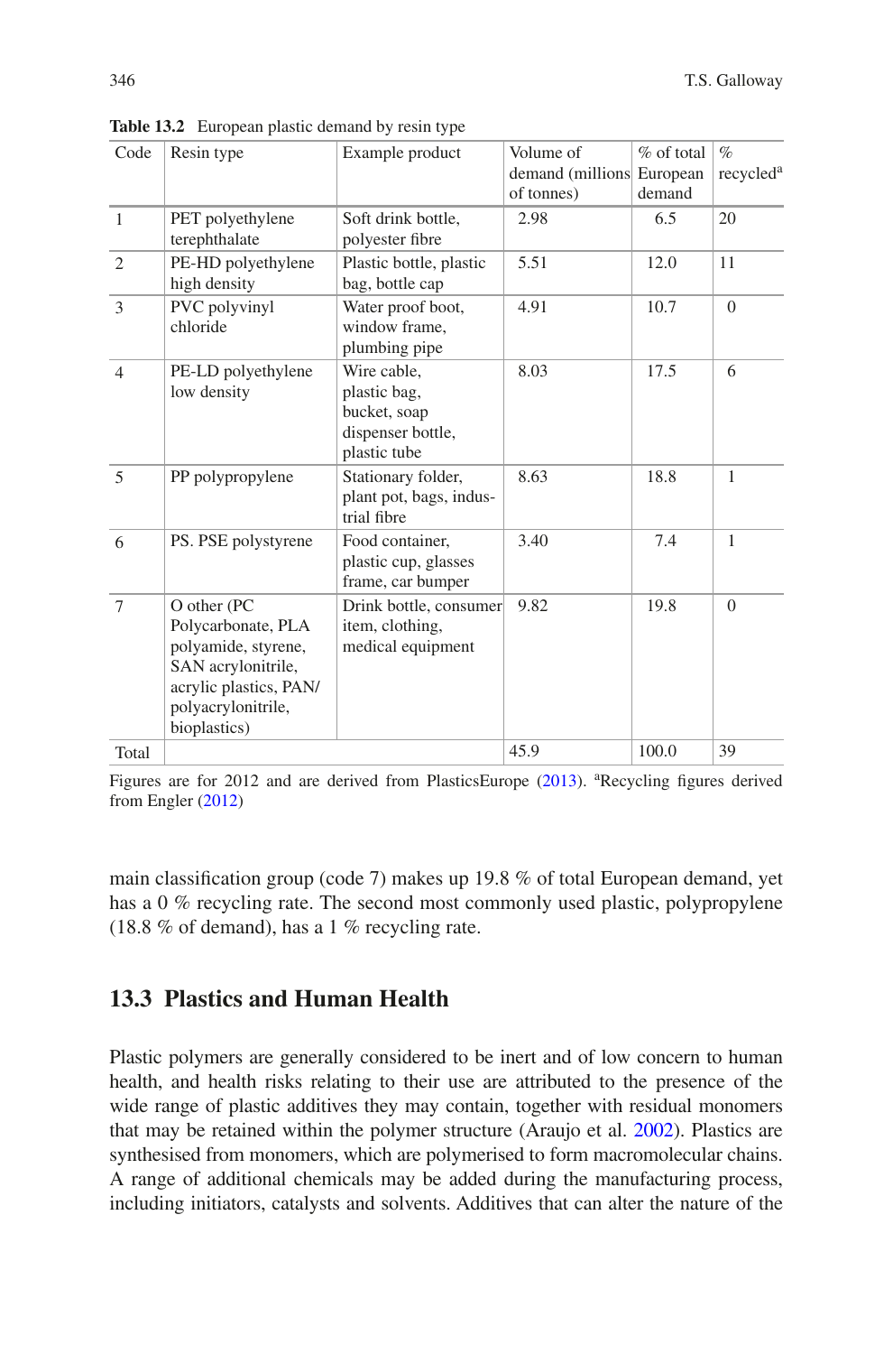**Table 13.2** European plastic demand by resin type

| Code | Resin type | Example product | Volume of demand (millions of tonnes) | % of total European demand | % recycled[a] |
|---|---|---|---|---|---|
| 1 | PET polyethylene terephthalate | Soft drink bottle, polyester fibre | 2.98 | 6.5 | 20 |
| 2 | PE-HD polyethylene high density | Plastic bottle, plastic bag, bottle cap | 5.51 | 12.0 | 11 |
| 3 | PVC polyvinyl chloride | Water proof boot, window frame, plumbing pipe | 4.91 | 10.7 | 0 |
| 4 | PE-LD polyethylene low density | Wire cable, plastic bag, bucket, soap dispenser bottle, plastic tube | 8.03 | 17.5 | 6 |
| 5 | PP polypropylene | Stationary folder, plant pot, bags, industrial fibre | 8.63 | 18.8 | 1 |
| 6 | PS. PSE polystyrene | Food container, plastic cup, glasses frame, car bumper | 3.40 | 7.4 | 1 |
| 7 | O other (PC Polycarbonate, PLA polyamide, styrene, SAN acrylonitrile, acrylic plastics, PAN/ polyacrylonitrile, bioplastics) | Drink bottle, consumer item, clothing, medical equipment | 9.82 | 19.8 | 0 |
| Total | | | 45.9 | 100.0 | 39 |

Figures are for 2012 and are derived from PlasticsEurope (2013). [a]Recycling figures derived from Engler (2012)

main classification group (code 7) makes up 19.8 % of total European demand, yet has a 0 % recycling rate. The second most commonly used plastic, polypropylene (18.8 % of demand), has a 1 % recycling rate.

## 13.3 Plastics and Human Health

Plastic polymers are generally considered to be inert and of low concern to human health, and health risks relating to their use are attributed to the presence of the wide range of plastic additives they may contain, together with residual monomers that may be retained within the polymer structure (Araujo et al. 2002). Plastics are synthesised from monomers, which are polymerised to form macromolecular chains. A range of additional chemicals may be added during the manufacturing process, including initiators, catalysts and solvents. Additives that can alter the nature of the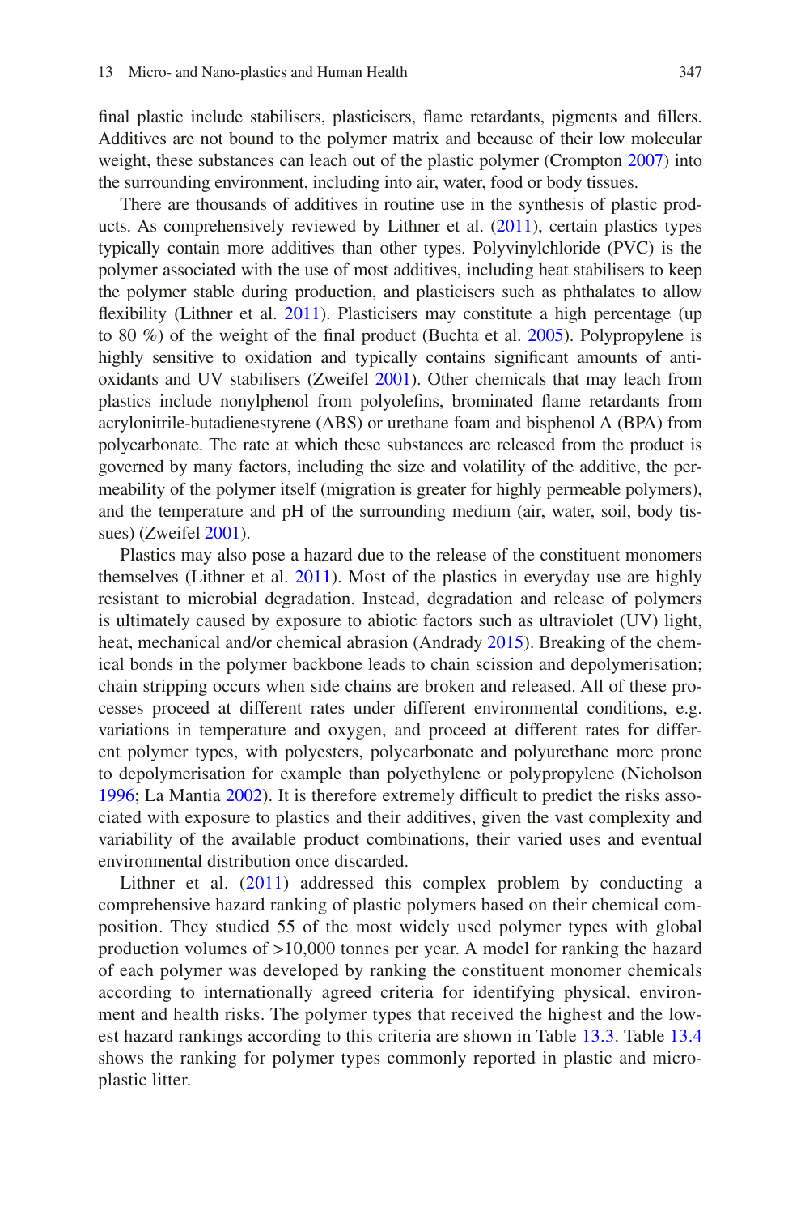final plastic include stabilisers, plasticisers, flame retardants, pigments and fillers. Additives are not bound to the polymer matrix and because of their low molecular weight, these substances can leach out of the plastic polymer (Crompton 2007) into the surrounding environment, including into air, water, food or body tissues.

There are thousands of additives in routine use in the synthesis of plastic products. As comprehensively reviewed by Lithner et al. (2011), certain plastics types typically contain more additives than other types. Polyvinylchloride (PVC) is the polymer associated with the use of most additives, including heat stabilisers to keep the polymer stable during production, and plasticisers such as phthalates to allow flexibility (Lithner et al. 2011). Plasticisers may constitute a high percentage (up to 80 %) of the weight of the final product (Buchta et al. 2005). Polypropylene is highly sensitive to oxidation and typically contains significant amounts of antioxidants and UV stabilisers (Zweifel 2001). Other chemicals that may leach from plastics include nonylphenol from polyolefins, brominated flame retardants from acrylonitrile-butadienestyrene (ABS) or urethane foam and bisphenol A (BPA) from polycarbonate. The rate at which these substances are released from the product is governed by many factors, including the size and volatility of the additive, the permeability of the polymer itself (migration is greater for highly permeable polymers), and the temperature and pH of the surrounding medium (air, water, soil, body tissues) (Zweifel 2001).

Plastics may also pose a hazard due to the release of the constituent monomers themselves (Lithner et al. 2011). Most of the plastics in everyday use are highly resistant to microbial degradation. Instead, degradation and release of polymers is ultimately caused by exposure to abiotic factors such as ultraviolet (UV) light, heat, mechanical and/or chemical abrasion (Andrady 2015). Breaking of the chemical bonds in the polymer backbone leads to chain scission and depolymerisation; chain stripping occurs when side chains are broken and released. All of these processes proceed at different rates under different environmental conditions, e.g. variations in temperature and oxygen, and proceed at different rates for different polymer types, with polyesters, polycarbonate and polyurethane more prone to depolymerisation for example than polyethylene or polypropylene (Nicholson 1996; La Mantia 2002). It is therefore extremely difficult to predict the risks associated with exposure to plastics and their additives, given the vast complexity and variability of the available product combinations, their varied uses and eventual environmental distribution once discarded.

Lithner et al. (2011) addressed this complex problem by conducting a comprehensive hazard ranking of plastic polymers based on their chemical composition. They studied 55 of the most widely used polymer types with global production volumes of >10,000 tonnes per year. A model for ranking the hazard of each polymer was developed by ranking the constituent monomer chemicals according to internationally agreed criteria for identifying physical, environment and health risks. The polymer types that received the highest and the lowest hazard rankings according to this criteria are shown in Table 13.3. Table 13.4 shows the ranking for polymer types commonly reported in plastic and microplastic litter.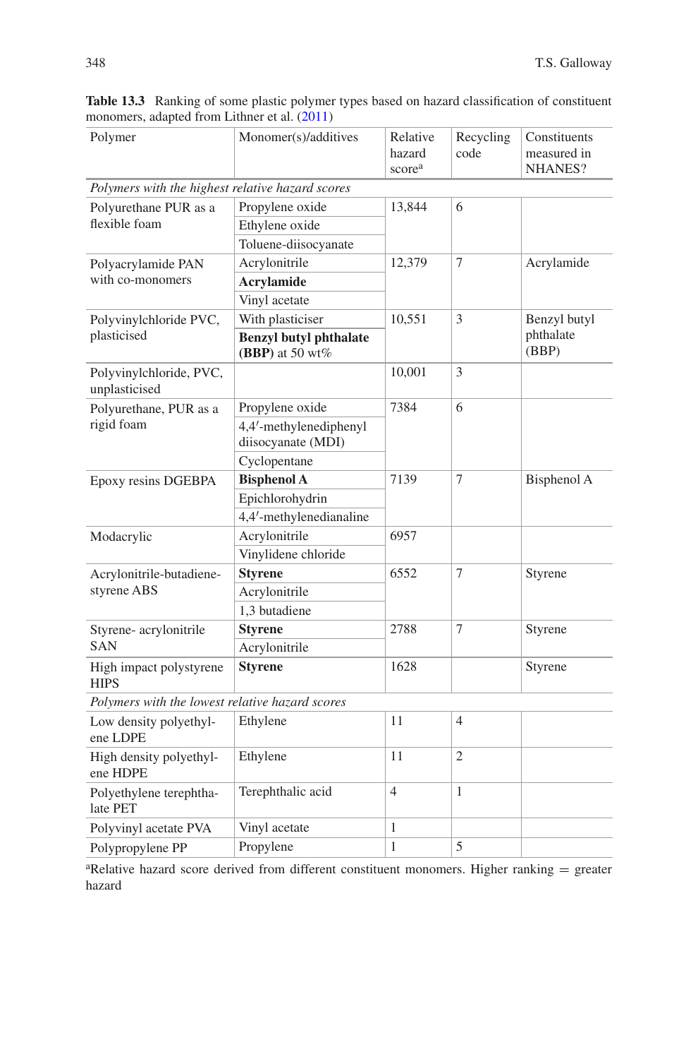**Table 13.3** Ranking of some plastic polymer types based on hazard classification of constituent monomers, adapted from Lithner et al. (2011)

| Polymer | Monomer(s)/additives | Relative hazard score[a] | Recycling code | Constituents measured in NHANES? |
|---|---|---|---|---|
| *Polymers with the highest relative hazard scores* | | | | |
| Polyurethane PUR as a flexible foam | Propylene oxide | 13,844 | 6 | |
| | Ethylene oxide | | | |
| | Toluene-diisocyanate | | | |
| Polyacrylamide PAN with co-monomers | Acrylonitrile | 12,379 | 7 | Acrylamide |
| | **Acrylamide** | | | |
| | Vinyl acetate | | | |
| Polyvinylchloride PVC, plasticised | With plasticiser | 10,551 | 3 | Benzyl butyl phthalate (BBP) |
| | **Benzyl butyl phthalate (BBP)** at 50 wt% | | | |
| Polyvinylchloride, PVC, unplasticised | | 10,001 | 3 | |
| Polyurethane, PUR as a rigid foam | Propylene oxide | 7384 | 6 | |
| | 4,4′-methylenediphenyl diisocyanate (MDI) | | | |
| | Cyclopentane | | | |
| Epoxy resins DGEBPA | **Bisphenol A** | 7139 | 7 | Bisphenol A |
| | Epichlorohydrin | | | |
| | 4,4′-methylenedianaline | | | |
| Modacrylic | Acrylonitrile | 6957 | | |
| | Vinylidene chloride | | | |
| Acrylonitrile-butadiene-styrene ABS | **Styrene** | 6552 | 7 | Styrene |
| | Acrylonitrile | | | |
| | 1,3 butadiene | | | |
| Styrene- acrylonitrile SAN | **Styrene** | 2788 | 7 | Styrene |
| | Acrylonitrile | | | |
| High impact polystyrene HIPS | **Styrene** | 1628 | | Styrene |
| *Polymers with the lowest relative hazard scores* | | | | |
| Low density polyethylene LDPE | Ethylene | 11 | 4 | |
| High density polyethylene HDPE | Ethylene | 11 | 2 | |
| Polyethylene terephthalate PET | Terephthalic acid | 4 | 1 | |
| Polyvinyl acetate PVA | Vinyl acetate | 1 | | |
| Polypropylene PP | Propylene | 1 | 5 | |

[a]Relative hazard score derived from different constituent monomers. Higher ranking = greater hazard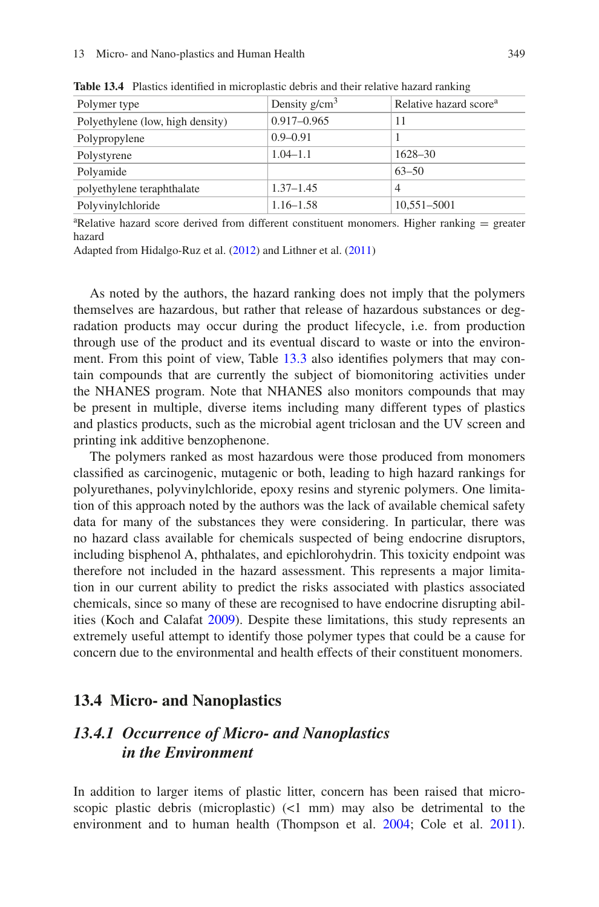**Table 13.4** Plastics identified in microplastic debris and their relative hazard ranking

| Polymer type | Density g/cm$^3$ | Relative hazard score[a] |
|---|---|---|
| Polyethylene (low, high density) | 0.917–0.965 | 11 |
| Polypropylene | 0.9–0.91 | 1 |
| Polystyrene | 1.04–1.1 | 1628–30 |
| Polyamide | | 63–50 |
| polyethylene teraphthalate | 1.37–1.45 | 4 |
| Polyvinylchloride | 1.16–1.58 | 10,551–5001 |

[a]Relative hazard score derived from different constituent monomers. Higher ranking = greater hazard

Adapted from Hidalgo-Ruz et al. (2012) and Lithner et al. (2011)

As noted by the authors, the hazard ranking does not imply that the polymers themselves are hazardous, but rather that release of hazardous substances or degradation products may occur during the product lifecycle, i.e. from production through use of the product and its eventual discard to waste or into the environment. From this point of view, Table 13.3 also identifies polymers that may contain compounds that are currently the subject of biomonitoring activities under the NHANES program. Note that NHANES also monitors compounds that may be present in multiple, diverse items including many different types of plastics and plastics products, such as the microbial agent triclosan and the UV screen and printing ink additive benzophenone.

The polymers ranked as most hazardous were those produced from monomers classified as carcinogenic, mutagenic or both, leading to high hazard rankings for polyurethanes, polyvinylchloride, epoxy resins and styrenic polymers. One limitation of this approach noted by the authors was the lack of available chemical safety data for many of the substances they were considering. In particular, there was no hazard class available for chemicals suspected of being endocrine disruptors, including bisphenol A, phthalates, and epichlorohydrin. This toxicity endpoint was therefore not included in the hazard assessment. This represents a major limitation in our current ability to predict the risks associated with plastics associated chemicals, since so many of these are recognised to have endocrine disrupting abilities (Koch and Calafat 2009). Despite these limitations, this study represents an extremely useful attempt to identify those polymer types that could be a cause for concern due to the environmental and health effects of their constituent monomers.

## 13.4 Micro- and Nanoplastics

### *13.4.1 Occurrence of Micro- and Nanoplastics in the Environment*

In addition to larger items of plastic litter, concern has been raised that microscopic plastic debris (microplastic) (<1 mm) may also be detrimental to the environment and to human health (Thompson et al. 2004; Cole et al. 2011).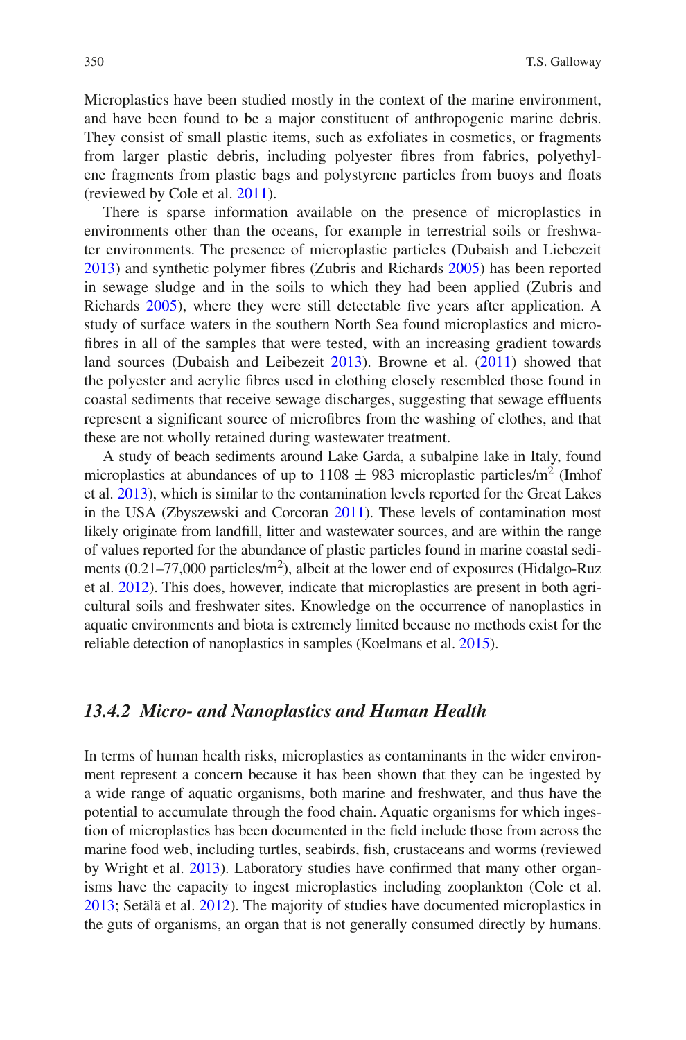Microplastics have been studied mostly in the context of the marine environment, and have been found to be a major constituent of anthropogenic marine debris. They consist of small plastic items, such as exfoliates in cosmetics, or fragments from larger plastic debris, including polyester fibres from fabrics, polyethylene fragments from plastic bags and polystyrene particles from buoys and floats (reviewed by Cole et al. 2011).

There is sparse information available on the presence of microplastics in environments other than the oceans, for example in terrestrial soils or freshwater environments. The presence of microplastic particles (Dubaish and Liebezeit 2013) and synthetic polymer fibres (Zubris and Richards 2005) has been reported in sewage sludge and in the soils to which they had been applied (Zubris and Richards 2005), where they were still detectable five years after application. A study of surface waters in the southern North Sea found microplastics and microfibres in all of the samples that were tested, with an increasing gradient towards land sources (Dubaish and Leibezeit 2013). Browne et al. (2011) showed that the polyester and acrylic fibres used in clothing closely resembled those found in coastal sediments that receive sewage discharges, suggesting that sewage effluents represent a significant source of microfibres from the washing of clothes, and that these are not wholly retained during wastewater treatment.

A study of beach sediments around Lake Garda, a subalpine lake in Italy, found microplastics at abundances of up to $1108 \pm 983$ microplastic particles/m$^2$ (Imhof et al. 2013), which is similar to the contamination levels reported for the Great Lakes in the USA (Zbyszewski and Corcoran 2011). These levels of contamination most likely originate from landfill, litter and wastewater sources, and are within the range of values reported for the abundance of plastic particles found in marine coastal sediments (0.21–77,000 particles/m$^2$), albeit at the lower end of exposures (Hidalgo-Ruz et al. 2012). This does, however, indicate that microplastics are present in both agricultural soils and freshwater sites. Knowledge on the occurrence of nanoplastics in aquatic environments and biota is extremely limited because no methods exist for the reliable detection of nanoplastics in samples (Koelmans et al. 2015).

### *13.4.2 Micro- and Nanoplastics and Human Health*

In terms of human health risks, microplastics as contaminants in the wider environment represent a concern because it has been shown that they can be ingested by a wide range of aquatic organisms, both marine and freshwater, and thus have the potential to accumulate through the food chain. Aquatic organisms for which ingestion of microplastics has been documented in the field include those from across the marine food web, including turtles, seabirds, fish, crustaceans and worms (reviewed by Wright et al. 2013). Laboratory studies have confirmed that many other organisms have the capacity to ingest microplastics including zooplankton (Cole et al. 2013; Setälä et al. 2012). The majority of studies have documented microplastics in the guts of organisms, an organ that is not generally consumed directly by humans.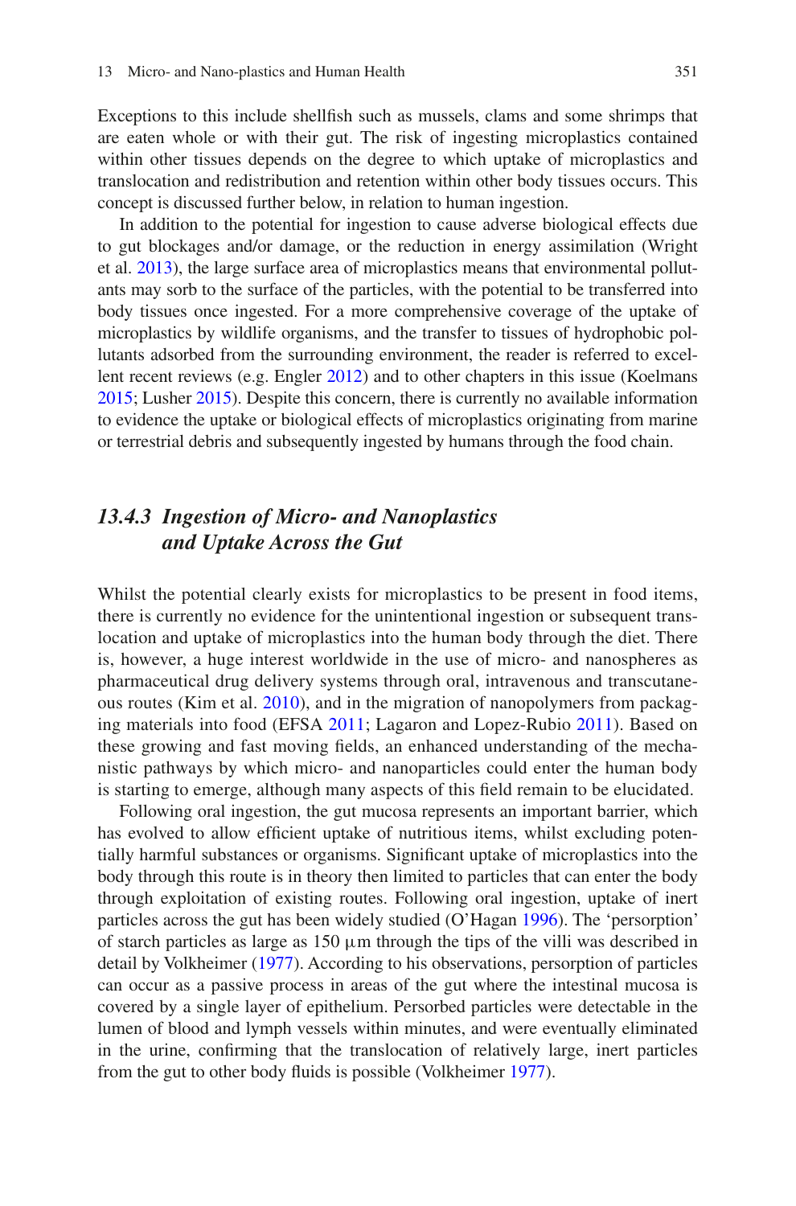Exceptions to this include shellfish such as mussels, clams and some shrimps that are eaten whole or with their gut. The risk of ingesting microplastics contained within other tissues depends on the degree to which uptake of microplastics and translocation and redistribution and retention within other body tissues occurs. This concept is discussed further below, in relation to human ingestion.

In addition to the potential for ingestion to cause adverse biological effects due to gut blockages and/or damage, or the reduction in energy assimilation (Wright et al. 2013), the large surface area of microplastics means that environmental pollutants may sorb to the surface of the particles, with the potential to be transferred into body tissues once ingested. For a more comprehensive coverage of the uptake of microplastics by wildlife organisms, and the transfer to tissues of hydrophobic pollutants adsorbed from the surrounding environment, the reader is referred to excellent recent reviews (e.g. Engler 2012) and to other chapters in this issue (Koelmans 2015; Lusher 2015). Despite this concern, there is currently no available information to evidence the uptake or biological effects of microplastics originating from marine or terrestrial debris and subsequently ingested by humans through the food chain.

### *13.4.3 Ingestion of Micro- and Nanoplastics and Uptake Across the Gut*

Whilst the potential clearly exists for microplastics to be present in food items, there is currently no evidence for the unintentional ingestion or subsequent translocation and uptake of microplastics into the human body through the diet. There is, however, a huge interest worldwide in the use of micro- and nanospheres as pharmaceutical drug delivery systems through oral, intravenous and transcutaneous routes (Kim et al. 2010), and in the migration of nanopolymers from packaging materials into food (EFSA 2011; Lagaron and Lopez-Rubio 2011). Based on these growing and fast moving fields, an enhanced understanding of the mechanistic pathways by which micro- and nanoparticles could enter the human body is starting to emerge, although many aspects of this field remain to be elucidated.

Following oral ingestion, the gut mucosa represents an important barrier, which has evolved to allow efficient uptake of nutritious items, whilst excluding potentially harmful substances or organisms. Significant uptake of microplastics into the body through this route is in theory then limited to particles that can enter the body through exploitation of existing routes. Following oral ingestion, uptake of inert particles across the gut has been widely studied (O'Hagan 1996). The 'persorption' of starch particles as large as 150 μm through the tips of the villi was described in detail by Volkheimer (1977). According to his observations, persorption of particles can occur as a passive process in areas of the gut where the intestinal mucosa is covered by a single layer of epithelium. Persorbed particles were detectable in the lumen of blood and lymph vessels within minutes, and were eventually eliminated in the urine, confirming that the translocation of relatively large, inert particles from the gut to other body fluids is possible (Volkheimer 1977).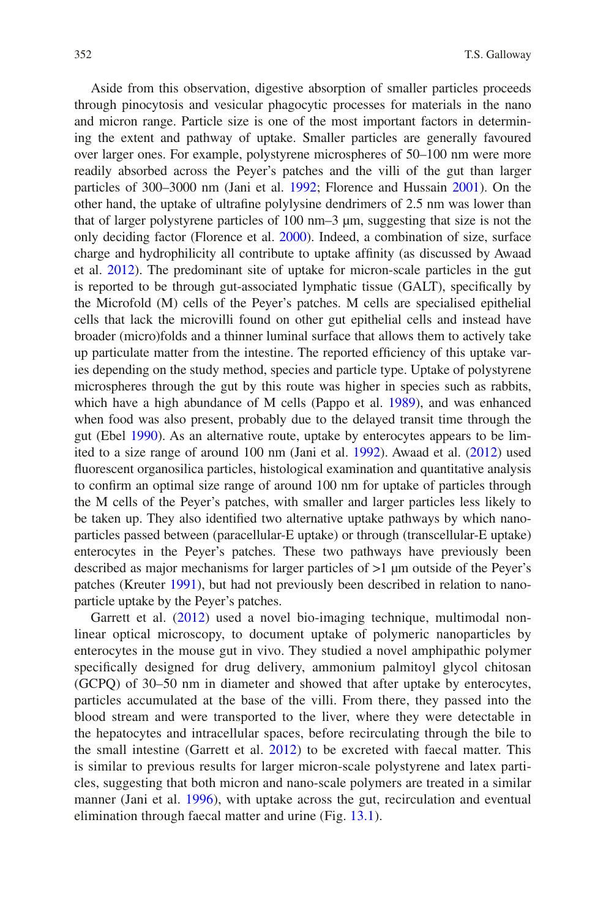Aside from this observation, digestive absorption of smaller particles proceeds through pinocytosis and vesicular phagocytic processes for materials in the nano and micron range. Particle size is one of the most important factors in determining the extent and pathway of uptake. Smaller particles are generally favoured over larger ones. For example, polystyrene microspheres of 50–100 nm were more readily absorbed across the Peyer's patches and the villi of the gut than larger particles of 300–3000 nm (Jani et al. 1992; Florence and Hussain 2001). On the other hand, the uptake of ultrafine polylysine dendrimers of 2.5 nm was lower than that of larger polystyrene particles of 100 nm–3 μm, suggesting that size is not the only deciding factor (Florence et al. 2000). Indeed, a combination of size, surface charge and hydrophilicity all contribute to uptake affinity (as discussed by Awaad et al. 2012). The predominant site of uptake for micron-scale particles in the gut is reported to be through gut-associated lymphatic tissue (GALT), specifically by the Microfold (M) cells of the Peyer's patches. M cells are specialised epithelial cells that lack the microvilli found on other gut epithelial cells and instead have broader (micro)folds and a thinner luminal surface that allows them to actively take up particulate matter from the intestine. The reported efficiency of this uptake varies depending on the study method, species and particle type. Uptake of polystyrene microspheres through the gut by this route was higher in species such as rabbits, which have a high abundance of M cells (Pappo et al. 1989), and was enhanced when food was also present, probably due to the delayed transit time through the gut (Ebel 1990). As an alternative route, uptake by enterocytes appears to be limited to a size range of around 100 nm (Jani et al. 1992). Awaad et al. (2012) used fluorescent organosilica particles, histological examination and quantitative analysis to confirm an optimal size range of around 100 nm for uptake of particles through the M cells of the Peyer's patches, with smaller and larger particles less likely to be taken up. They also identified two alternative uptake pathways by which nanoparticles passed between (paracellular-E uptake) or through (transcellular-E uptake) enterocytes in the Peyer's patches. These two pathways have previously been described as major mechanisms for larger particles of >1 μm outside of the Peyer's patches (Kreuter 1991), but had not previously been described in relation to nanoparticle uptake by the Peyer's patches.

Garrett et al. (2012) used a novel bio-imaging technique, multimodal non-linear optical microscopy, to document uptake of polymeric nanoparticles by enterocytes in the mouse gut in vivo. They studied a novel amphipathic polymer specifically designed for drug delivery, ammonium palmitoyl glycol chitosan (GCPQ) of 30–50 nm in diameter and showed that after uptake by enterocytes, particles accumulated at the base of the villi. From there, they passed into the blood stream and were transported to the liver, where they were detectable in the hepatocytes and intracellular spaces, before recirculating through the bile to the small intestine (Garrett et al. 2012) to be excreted with faecal matter. This is similar to previous results for larger micron-scale polystyrene and latex particles, suggesting that both micron and nano-scale polymers are treated in a similar manner (Jani et al. 1996), with uptake across the gut, recirculation and eventual elimination through faecal matter and urine (Fig. 13.1).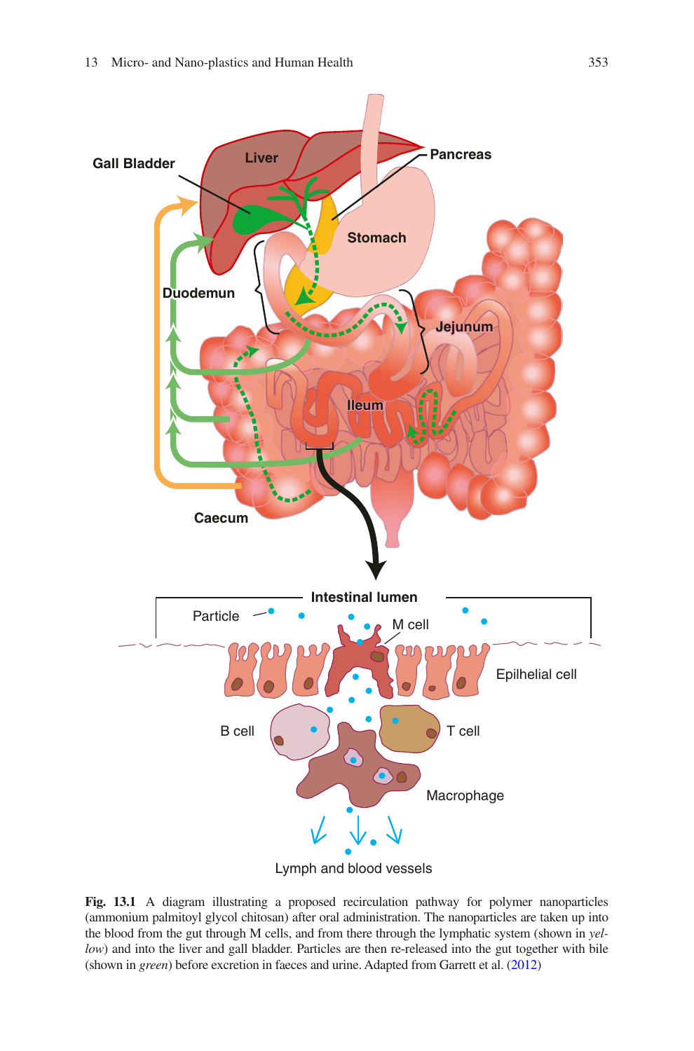**Fig. 13.1** A diagram illustrating a proposed recirculation pathway for polymer nanoparticles (ammonium palmitoyl glycol chitosan) after oral administration. The nanoparticles are taken up into the blood from the gut through M cells, and from there through the lymphatic system (shown in *yellow*) and into the liver and gall bladder. Particles are then re-released into the gut together with bile (shown in *green*) before excretion in faeces and urine. Adapted from Garrett et al. (2012)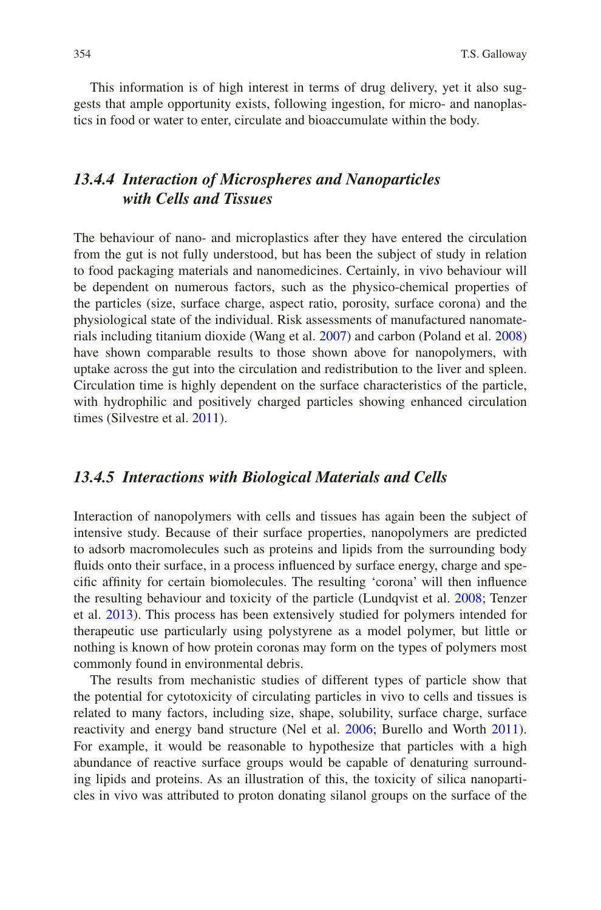This information is of high interest in terms of drug delivery, yet it also suggests that ample opportunity exists, following ingestion, for micro- and nanoplastics in food or water to enter, circulate and bioaccumulate within the body.

### *13.4.4 Interaction of Microspheres and Nanoparticles with Cells and Tissues*

The behaviour of nano- and microplastics after they have entered the circulation from the gut is not fully understood, but has been the subject of study in relation to food packaging materials and nanomedicines. Certainly, in vivo behaviour will be dependent on numerous factors, such as the physico-chemical properties of the particles (size, surface charge, aspect ratio, porosity, surface corona) and the physiological state of the individual. Risk assessments of manufactured nanomaterials including titanium dioxide (Wang et al. 2007) and carbon (Poland et al. 2008) have shown comparable results to those shown above for nanopolymers, with uptake across the gut into the circulation and redistribution to the liver and spleen. Circulation time is highly dependent on the surface characteristics of the particle, with hydrophilic and positively charged particles showing enhanced circulation times (Silvestre et al. 2011).

### *13.4.5 Interactions with Biological Materials and Cells*

Interaction of nanopolymers with cells and tissues has again been the subject of intensive study. Because of their surface properties, nanopolymers are predicted to adsorb macromolecules such as proteins and lipids from the surrounding body fluids onto their surface, in a process influenced by surface energy, charge and specific affinity for certain biomolecules. The resulting 'corona' will then influence the resulting behaviour and toxicity of the particle (Lundqvist et al. 2008; Tenzer et al. 2013). This process has been extensively studied for polymers intended for therapeutic use particularly using polystyrene as a model polymer, but little or nothing is known of how protein coronas may form on the types of polymers most commonly found in environmental debris.

The results from mechanistic studies of different types of particle show that the potential for cytotoxicity of circulating particles in vivo to cells and tissues is related to many factors, including size, shape, solubility, surface charge, surface reactivity and energy band structure (Nel et al. 2006; Burello and Worth 2011). For example, it would be reasonable to hypothesize that particles with a high abundance of reactive surface groups would be capable of denaturing surrounding lipids and proteins. As an illustration of this, the toxicity of silica nanoparticles in vivo was attributed to proton donating silanol groups on the surface of the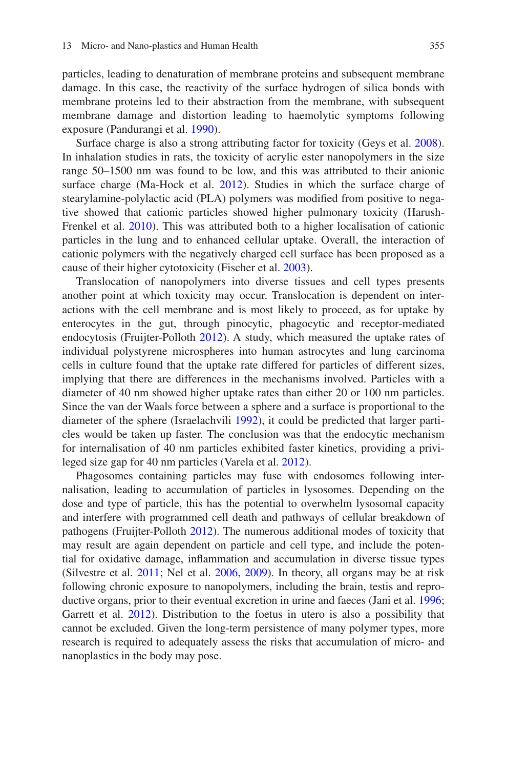particles, leading to denaturation of membrane proteins and subsequent membrane damage. In this case, the reactivity of the surface hydrogen of silica bonds with membrane proteins led to their abstraction from the membrane, with subsequent membrane damage and distortion leading to haemolytic symptoms following exposure (Pandurangi et al. 1990).

Surface charge is also a strong attributing factor for toxicity (Geys et al. 2008). In inhalation studies in rats, the toxicity of acrylic ester nanopolymers in the size range 50–1500 nm was found to be low, and this was attributed to their anionic surface charge (Ma-Hock et al. 2012). Studies in which the surface charge of stearylamine-polylactic acid (PLA) polymers was modified from positive to negative showed that cationic particles showed higher pulmonary toxicity (Harush-Frenkel et al. 2010). This was attributed both to a higher localisation of cationic particles in the lung and to enhanced cellular uptake. Overall, the interaction of cationic polymers with the negatively charged cell surface has been proposed as a cause of their higher cytotoxicity (Fischer et al. 2003).

Translocation of nanopolymers into diverse tissues and cell types presents another point at which toxicity may occur. Translocation is dependent on interactions with the cell membrane and is most likely to proceed, as for uptake by enterocytes in the gut, through pinocytic, phagocytic and receptor-mediated endocytosis (Fruijter-Polloth 2012). A study, which measured the uptake rates of individual polystyrene microspheres into human astrocytes and lung carcinoma cells in culture found that the uptake rate differed for particles of different sizes, implying that there are differences in the mechanisms involved. Particles with a diameter of 40 nm showed higher uptake rates than either 20 or 100 nm particles. Since the van der Waals force between a sphere and a surface is proportional to the diameter of the sphere (Israelachvili 1992), it could be predicted that larger particles would be taken up faster. The conclusion was that the endocytic mechanism for internalisation of 40 nm particles exhibited faster kinetics, providing a privileged size gap for 40 nm particles (Varela et al. 2012).

Phagosomes containing particles may fuse with endosomes following internalisation, leading to accumulation of particles in lysosomes. Depending on the dose and type of particle, this has the potential to overwhelm lysosomal capacity and interfere with programmed cell death and pathways of cellular breakdown of pathogens (Fruijter-Polloth 2012). The numerous additional modes of toxicity that may result are again dependent on particle and cell type, and include the potential for oxidative damage, inflammation and accumulation in diverse tissue types (Silvestre et al. 2011; Nel et al. 2006, 2009). In theory, all organs may be at risk following chronic exposure to nanopolymers, including the brain, testis and reproductive organs, prior to their eventual excretion in urine and faeces (Jani et al. 1996; Garrett et al. 2012). Distribution to the foetus in utero is also a possibility that cannot be excluded. Given the long-term persistence of many polymer types, more research is required to adequately assess the risks that accumulation of micro- and nanoplastics in the body may pose.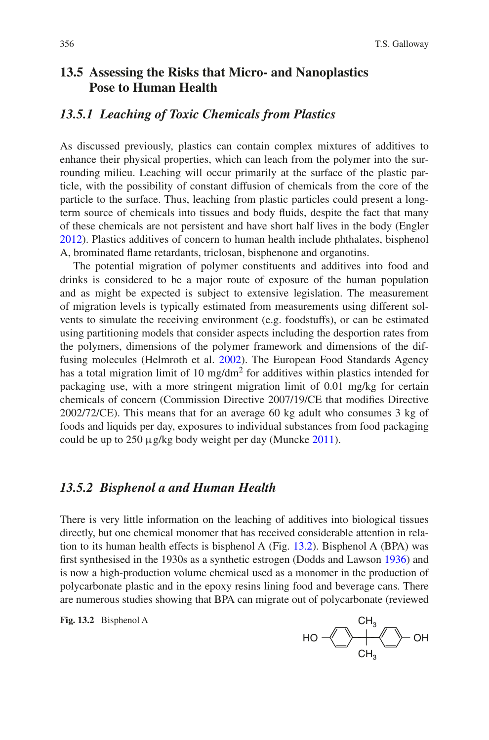## 13.5 Assessing the Risks that Micro- and Nanoplastics Pose to Human Health

### 13.5.1 Leaching of Toxic Chemicals from Plastics

As discussed previously, plastics can contain complex mixtures of additives to enhance their physical properties, which can leach from the polymer into the surrounding milieu. Leaching will occur primarily at the surface of the plastic particle, with the possibility of constant diffusion of chemicals from the core of the particle to the surface. Thus, leaching from plastic particles could present a long-term source of chemicals into tissues and body fluids, despite the fact that many of these chemicals are not persistent and have short half lives in the body (Engler 2012). Plastics additives of concern to human health include phthalates, bisphenol A, brominated flame retardants, triclosan, bisphenone and organotins.

The potential migration of polymer constituents and additives into food and drinks is considered to be a major route of exposure of the human population and as might be expected is subject to extensive legislation. The measurement of migration levels is typically estimated from measurements using different solvents to simulate the receiving environment (e.g. foodstuffs), or can be estimated using partitioning models that consider aspects including the desportion rates from the polymers, dimensions of the polymer framework and dimensions of the diffusing molecules (Helmroth et al. 2002). The European Food Standards Agency has a total migration limit of 10 mg/dm$^2$ for additives within plastics intended for packaging use, with a more stringent migration limit of 0.01 mg/kg for certain chemicals of concern (Commission Directive 2007/19/CE that modifies Directive 2002/72/CE). This means that for an average 60 kg adult who consumes 3 kg of foods and liquids per day, exposures to individual substances from food packaging could be up to 250 μg/kg body weight per day (Muncke 2011).

### 13.5.2 Bisphenol a and Human Health

There is very little information on the leaching of additives into biological tissues directly, but one chemical monomer that has received considerable attention in relation to its human health effects is bisphenol A (Fig. 13.2). Bisphenol A (BPA) was first synthesised in the 1930s as a synthetic estrogen (Dodds and Lawson 1936) and is now a high-production volume chemical used as a monomer in the production of polycarbonate plastic and in the epoxy resins lining food and beverage cans. There are numerous studies showing that BPA can migrate out of polycarbonate (reviewed

**Fig. 13.2** Bisphenol A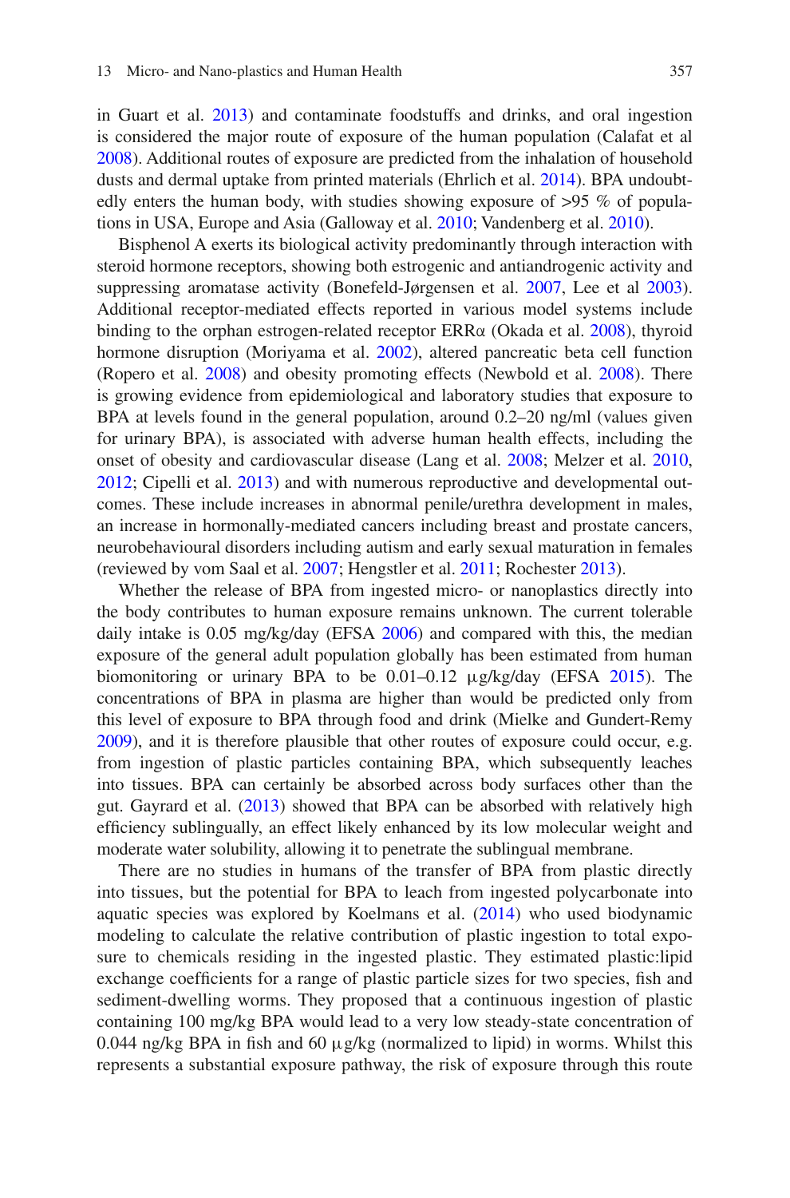in Guart et al. 2013) and contaminate foodstuffs and drinks, and oral ingestion is considered the major route of exposure of the human population (Calafat et al 2008). Additional routes of exposure are predicted from the inhalation of household dusts and dermal uptake from printed materials (Ehrlich et al. 2014). BPA undoubtedly enters the human body, with studies showing exposure of >95 % of populations in USA, Europe and Asia (Galloway et al. 2010; Vandenberg et al. 2010).

Bisphenol A exerts its biological activity predominantly through interaction with steroid hormone receptors, showing both estrogenic and antiandrogenic activity and suppressing aromatase activity (Bonefeld-Jørgensen et al. 2007, Lee et al 2003). Additional receptor-mediated effects reported in various model systems include binding to the orphan estrogen-related receptor ERRα (Okada et al. 2008), thyroid hormone disruption (Moriyama et al. 2002), altered pancreatic beta cell function (Ropero et al. 2008) and obesity promoting effects (Newbold et al. 2008). There is growing evidence from epidemiological and laboratory studies that exposure to BPA at levels found in the general population, around 0.2–20 ng/ml (values given for urinary BPA), is associated with adverse human health effects, including the onset of obesity and cardiovascular disease (Lang et al. 2008; Melzer et al. 2010, 2012; Cipelli et al. 2013) and with numerous reproductive and developmental outcomes. These include increases in abnormal penile/urethra development in males, an increase in hormonally-mediated cancers including breast and prostate cancers, neurobehavioural disorders including autism and early sexual maturation in females (reviewed by vom Saal et al. 2007; Hengstler et al. 2011; Rochester 2013).

Whether the release of BPA from ingested micro- or nanoplastics directly into the body contributes to human exposure remains unknown. The current tolerable daily intake is 0.05 mg/kg/day (EFSA 2006) and compared with this, the median exposure of the general adult population globally has been estimated from human biomonitoring or urinary BPA to be 0.01–0.12 μg/kg/day (EFSA 2015). The concentrations of BPA in plasma are higher than would be predicted only from this level of exposure to BPA through food and drink (Mielke and Gundert-Remy 2009), and it is therefore plausible that other routes of exposure could occur, e.g. from ingestion of plastic particles containing BPA, which subsequently leaches into tissues. BPA can certainly be absorbed across body surfaces other than the gut. Gayrard et al. (2013) showed that BPA can be absorbed with relatively high efficiency sublingually, an effect likely enhanced by its low molecular weight and moderate water solubility, allowing it to penetrate the sublingual membrane.

There are no studies in humans of the transfer of BPA from plastic directly into tissues, but the potential for BPA to leach from ingested polycarbonate into aquatic species was explored by Koelmans et al. (2014) who used biodynamic modeling to calculate the relative contribution of plastic ingestion to total exposure to chemicals residing in the ingested plastic. They estimated plastic:lipid exchange coefficients for a range of plastic particle sizes for two species, fish and sediment-dwelling worms. They proposed that a continuous ingestion of plastic containing 100 mg/kg BPA would lead to a very low steady-state concentration of 0.044 ng/kg BPA in fish and 60 μg/kg (normalized to lipid) in worms. Whilst this represents a substantial exposure pathway, the risk of exposure through this route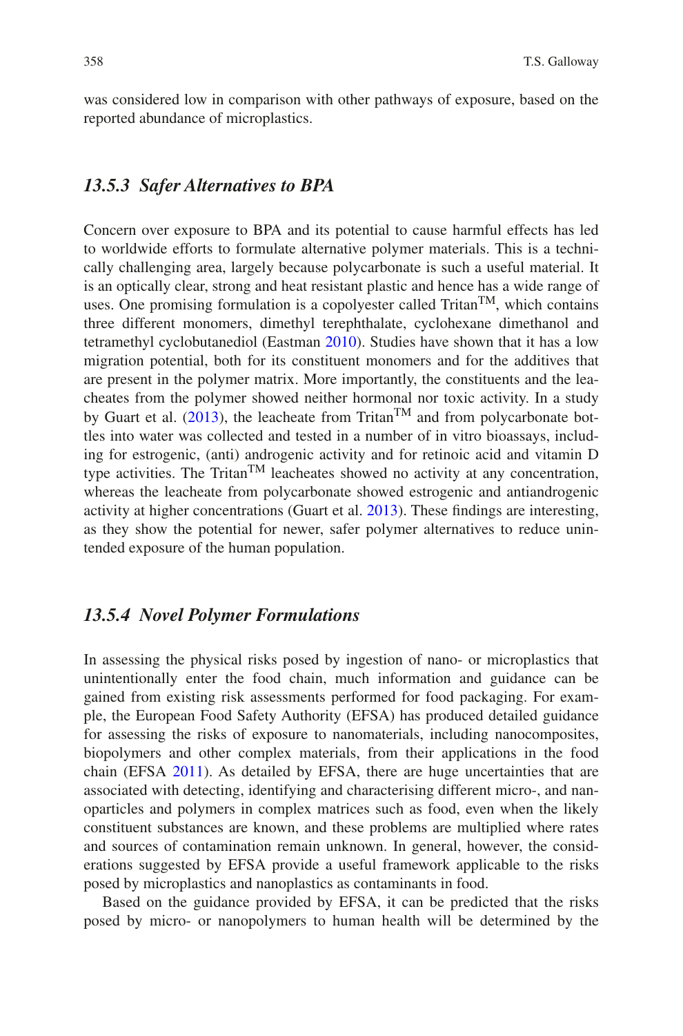was considered low in comparison with other pathways of exposure, based on the reported abundance of microplastics.

### *13.5.3 Safer Alternatives to BPA*

Concern over exposure to BPA and its potential to cause harmful effects has led to worldwide efforts to formulate alternative polymer materials. This is a technically challenging area, largely because polycarbonate is such a useful material. It is an optically clear, strong and heat resistant plastic and hence has a wide range of uses. One promising formulation is a copolyester called Tritan$^{TM}$, which contains three different monomers, dimethyl terephthalate, cyclohexane dimethanol and tetramethyl cyclobutanediol (Eastman 2010). Studies have shown that it has a low migration potential, both for its constituent monomers and for the additives that are present in the polymer matrix. More importantly, the constituents and the leacheates from the polymer showed neither hormonal nor toxic activity. In a study by Guart et al. (2013), the leacheate from Tritan$^{TM}$ and from polycarbonate bottles into water was collected and tested in a number of in vitro bioassays, including for estrogenic, (anti) androgenic activity and for retinoic acid and vitamin D type activities. The Tritan$^{TM}$ leacheates showed no activity at any concentration, whereas the leacheate from polycarbonate showed estrogenic and antiandrogenic activity at higher concentrations (Guart et al. 2013). These findings are interesting, as they show the potential for newer, safer polymer alternatives to reduce unintended exposure of the human population.

### *13.5.4 Novel Polymer Formulations*

In assessing the physical risks posed by ingestion of nano- or microplastics that unintentionally enter the food chain, much information and guidance can be gained from existing risk assessments performed for food packaging. For example, the European Food Safety Authority (EFSA) has produced detailed guidance for assessing the risks of exposure to nanomaterials, including nanocomposites, biopolymers and other complex materials, from their applications in the food chain (EFSA 2011). As detailed by EFSA, there are huge uncertainties that are associated with detecting, identifying and characterising different micro-, and nanoparticles and polymers in complex matrices such as food, even when the likely constituent substances are known, and these problems are multiplied where rates and sources of contamination remain unknown. In general, however, the considerations suggested by EFSA provide a useful framework applicable to the risks posed by microplastics and nanoplastics as contaminants in food.

Based on the guidance provided by EFSA, it can be predicted that the risks posed by micro- or nanopolymers to human health will be determined by the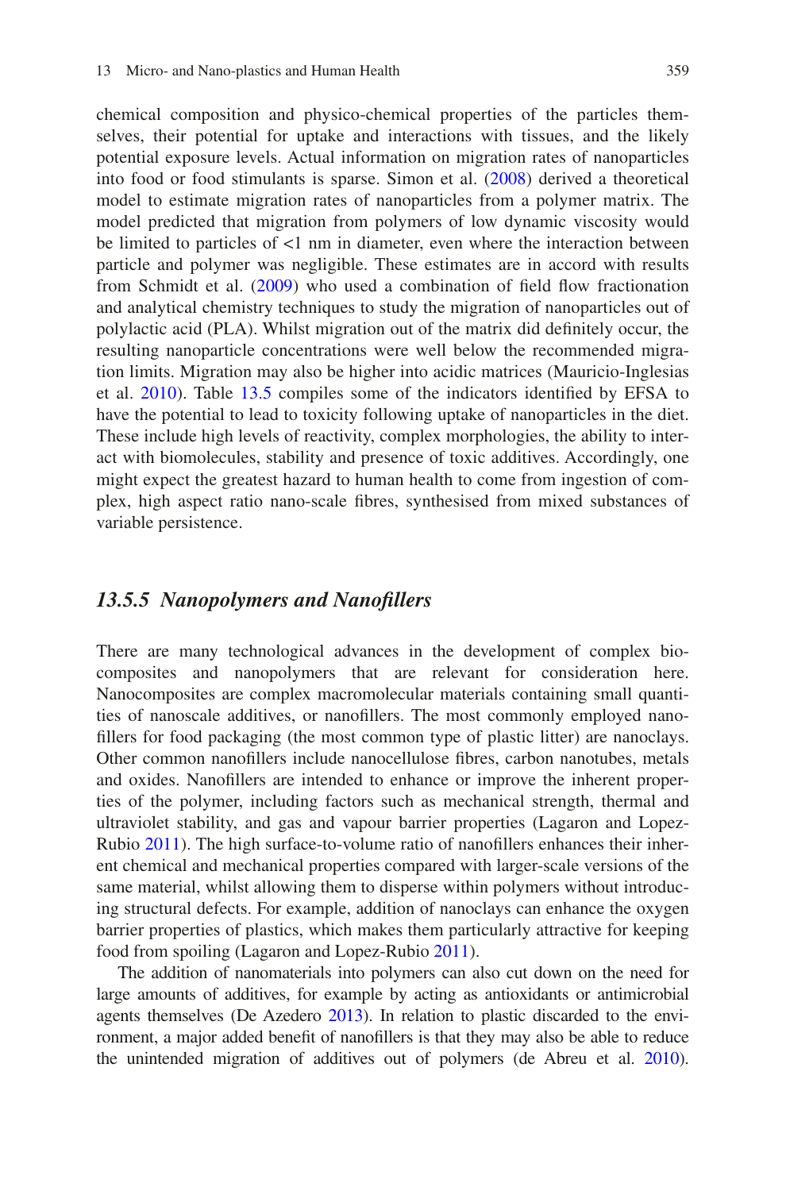chemical composition and physico-chemical properties of the particles themselves, their potential for uptake and interactions with tissues, and the likely potential exposure levels. Actual information on migration rates of nanoparticles into food or food stimulants is sparse. Simon et al. (2008) derived a theoretical model to estimate migration rates of nanoparticles from a polymer matrix. The model predicted that migration from polymers of low dynamic viscosity would be limited to particles of <1 nm in diameter, even where the interaction between particle and polymer was negligible. These estimates are in accord with results from Schmidt et al. (2009) who used a combination of field flow fractionation and analytical chemistry techniques to study the migration of nanoparticles out of polylactic acid (PLA). Whilst migration out of the matrix did definitely occur, the resulting nanoparticle concentrations were well below the recommended migration limits. Migration may also be higher into acidic matrices (Mauricio-Inglesias et al. 2010). Table 13.5 compiles some of the indicators identified by EFSA to have the potential to lead to toxicity following uptake of nanoparticles in the diet. These include high levels of reactivity, complex morphologies, the ability to interact with biomolecules, stability and presence of toxic additives. Accordingly, one might expect the greatest hazard to human health to come from ingestion of complex, high aspect ratio nano-scale fibres, synthesised from mixed substances of variable persistence.

### *13.5.5 Nanopolymers and Nanofillers*

There are many technological advances in the development of complex biocomposites and nanopolymers that are relevant for consideration here. Nanocomposites are complex macromolecular materials containing small quantities of nanoscale additives, or nanofillers. The most commonly employed nanofillers for food packaging (the most common type of plastic litter) are nanoclays. Other common nanofillers include nanocellulose fibres, carbon nanotubes, metals and oxides. Nanofillers are intended to enhance or improve the inherent properties of the polymer, including factors such as mechanical strength, thermal and ultraviolet stability, and gas and vapour barrier properties (Lagaron and Lopez-Rubio 2011). The high surface-to-volume ratio of nanofillers enhances their inherent chemical and mechanical properties compared with larger-scale versions of the same material, whilst allowing them to disperse within polymers without introducing structural defects. For example, addition of nanoclays can enhance the oxygen barrier properties of plastics, which makes them particularly attractive for keeping food from spoiling (Lagaron and Lopez-Rubio 2011).

The addition of nanomaterials into polymers can also cut down on the need for large amounts of additives, for example by acting as antioxidants or antimicrobial agents themselves (De Azedero 2013). In relation to plastic discarded to the environment, a major added benefit of nanofillers is that they may also be able to reduce the unintended migration of additives out of polymers (de Abreu et al. 2010).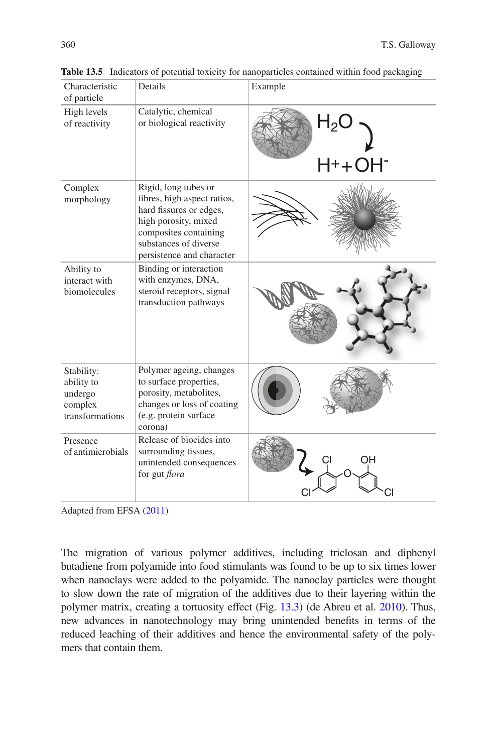**Table 13.5** Indicators of potential toxicity for nanoparticles contained within food packaging

| Characteristic of particle | Details | Example |
|---|---|---|
| High levels of reactivity | Catalytic, chemical or biological reactivity | $H_2O \rightarrow H^+ + OH^-$ |
| Complex morphology | Rigid, long tubes or fibres, high aspect ratios, hard fissures or edges, high porosity, mixed composites containing substances of diverse persistence and character | |
| Ability to interact with biomolecules | Binding or interaction with enzymes, DNA, steroid receptors, signal transduction pathways | |
| Stability: ability to undergo complex transformations | Polymer ageing, changes to surface properties, porosity, metabolites, changes or loss of coating (e.g. protein surface corona) | |
| Presence of antimicrobials | Release of biocides into surrounding tissues, unintended consequences for gut *flora* | |

Adapted from EFSA (2011)

The migration of various polymer additives, including triclosan and diphenyl butadiene from polyamide into food stimulants was found to be up to six times lower when nanoclays were added to the polyamide. The nanoclay particles were thought to slow down the rate of migration of the additives due to their layering within the polymer matrix, creating a tortuosity effect (Fig. 13.3) (de Abreu et al. 2010). Thus, new advances in nanotechnology may bring unintended benefits in terms of the reduced leaching of their additives and hence the environmental safety of the polymers that contain them.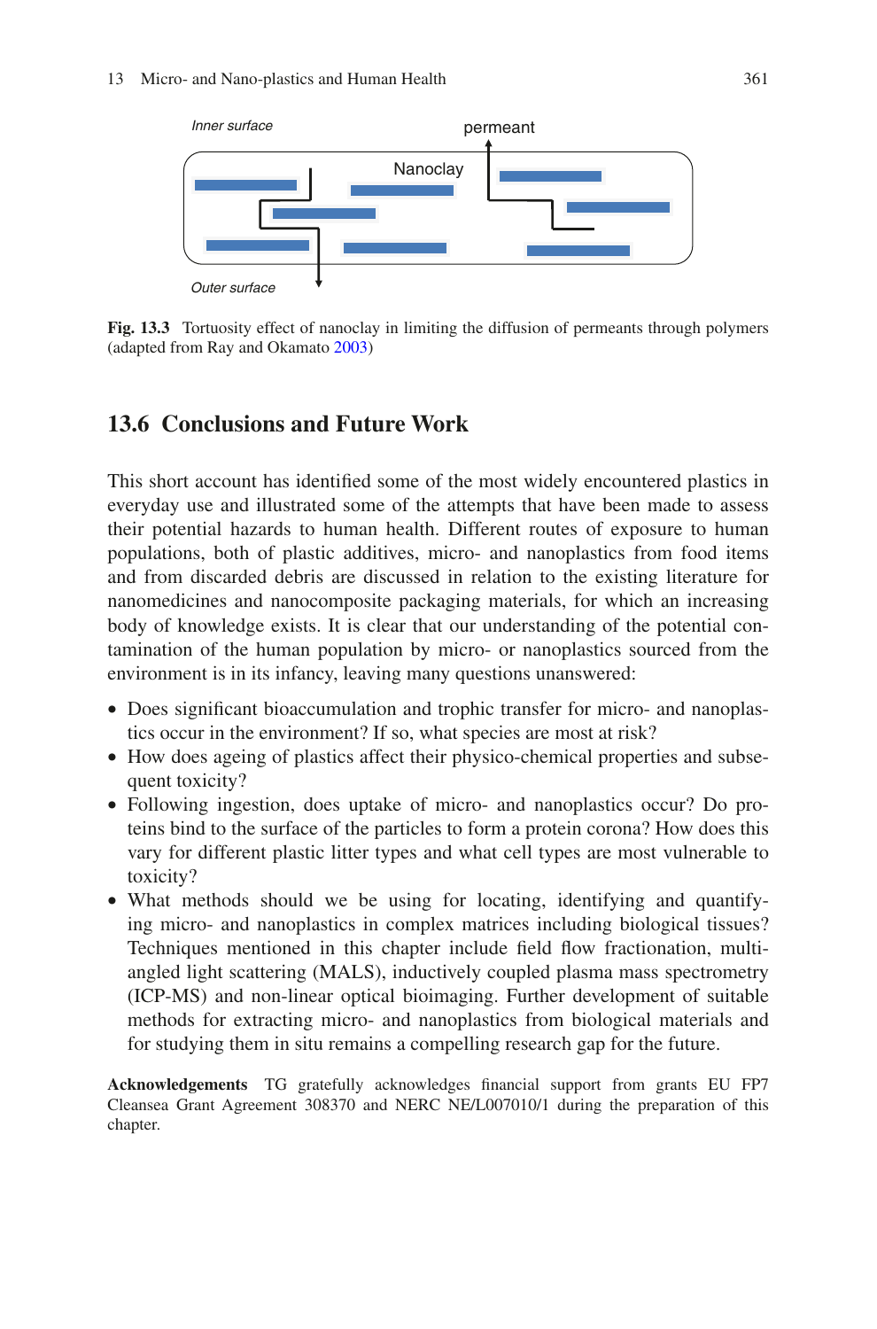Fig. 13.3 Tortuosity effect of nanoclay in limiting the diffusion of permeants through polymers (adapted from Ray and Okamato 2003)

## 13.6 Conclusions and Future Work

This short account has identified some of the most widely encountered plastics in everyday use and illustrated some of the attempts that have been made to assess their potential hazards to human health. Different routes of exposure to human populations, both of plastic additives, micro- and nanoplastics from food items and from discarded debris are discussed in relation to the existing literature for nanomedicines and nanocomposite packaging materials, for which an increasing body of knowledge exists. It is clear that our understanding of the potential contamination of the human population by micro- or nanoplastics sourced from the environment is in its infancy, leaving many questions unanswered:

- Does significant bioaccumulation and trophic transfer for micro- and nanoplastics occur in the environment? If so, what species are most at risk?
- How does ageing of plastics affect their physico-chemical properties and subsequent toxicity?
- Following ingestion, does uptake of micro- and nanoplastics occur? Do proteins bind to the surface of the particles to form a protein corona? How does this vary for different plastic litter types and what cell types are most vulnerable to toxicity?
- What methods should we be using for locating, identifying and quantifying micro- and nanoplastics in complex matrices including biological tissues? Techniques mentioned in this chapter include field flow fractionation, multi-angled light scattering (MALS), inductively coupled plasma mass spectrometry (ICP-MS) and non-linear optical bioimaging. Further development of suitable methods for extracting micro- and nanoplastics from biological materials and for studying them in situ remains a compelling research gap for the future.

**Acknowledgements** TG gratefully acknowledges financial support from grants EU FP7 Cleansea Grant Agreement 308370 and NERC NE/L007010/1 during the preparation of this chapter.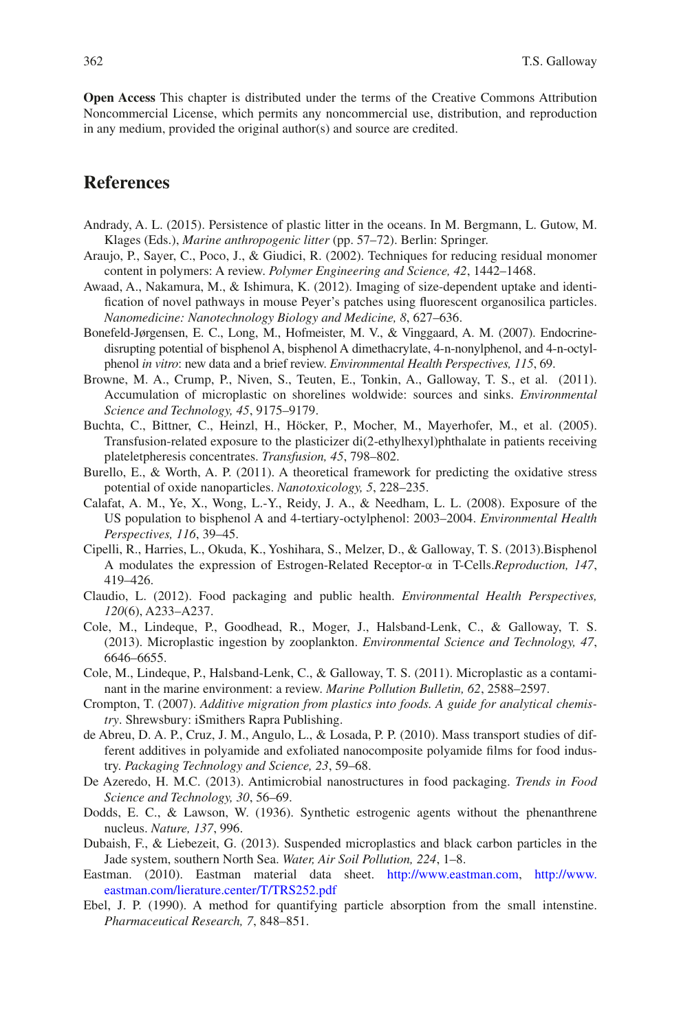**Open Access** This chapter is distributed under the terms of the Creative Commons Attribution Noncommercial License, which permits any noncommercial use, distribution, and reproduction in any medium, provided the original author(s) and source are credited.

## References

Andrady, A. L. (2015). Persistence of plastic litter in the oceans. In M. Bergmann, L. Gutow, M. Klages (Eds.), *Marine anthropogenic litter* (pp. 57–72). Berlin: Springer.

Araujo, P., Sayer, C., Poco, J., & Giudici, R. (2002). Techniques for reducing residual monomer content in polymers: A review. *Polymer Engineering and Science, 42*, 1442–1468.

Awaad, A., Nakamura, M., & Ishimura, K. (2012). Imaging of size-dependent uptake and identification of novel pathways in mouse Peyer's patches using fluorescent organosilica particles. *Nanomedicine: Nanotechnology Biology and Medicine, 8*, 627–636.

Bonefeld-Jørgensen, E. C., Long, M., Hofmeister, M. V., & Vinggaard, A. M. (2007). Endocrine-disrupting potential of bisphenol A, bisphenol A dimethacrylate, 4-n-nonylphenol, and 4-n-octylphenol *in vitro*: new data and a brief review. *Environmental Health Perspectives, 115*, 69.

Browne, M. A., Crump, P., Niven, S., Teuten, E., Tonkin, A., Galloway, T. S., et al. (2011). Accumulation of microplastic on shorelines woldwide: sources and sinks. *Environmental Science and Technology, 45*, 9175–9179.

Buchta, C., Bittner, C., Heinzl, H., Höcker, P., Mocher, M., Mayerhofer, M., et al. (2005). Transfusion-related exposure to the plasticizer di(2-ethylhexyl)phthalate in patients receiving plateletpheresis concentrates. *Transfusion, 45*, 798–802.

Burello, E., & Worth, A. P. (2011). A theoretical framework for predicting the oxidative stress potential of oxide nanoparticles. *Nanotoxicology, 5*, 228–235.

Calafat, A. M., Ye, X., Wong, L.-Y., Reidy, J. A., & Needham, L. L. (2008). Exposure of the US population to bisphenol A and 4-tertiary-octylphenol: 2003–2004. *Environmental Health Perspectives, 116*, 39–45.

Cipelli, R., Harries, L., Okuda, K., Yoshihara, S., Melzer, D., & Galloway, T. S. (2013).Bisphenol A modulates the expression of Estrogen-Related Receptor-α in T-Cells.*Reproduction, 147*, 419–426.

Claudio, L. (2012). Food packaging and public health. *Environmental Health Perspectives, 120*(6), A233–A237.

Cole, M., Lindeque, P., Goodhead, R., Moger, J., Halsband-Lenk, C., & Galloway, T. S. (2013). Microplastic ingestion by zooplankton. *Environmental Science and Technology, 47*, 6646–6655.

Cole, M., Lindeque, P., Halsband-Lenk, C., & Galloway, T. S. (2011). Microplastic as a contaminant in the marine environment: a review. *Marine Pollution Bulletin, 62*, 2588–2597.

Crompton, T. (2007). *Additive migration from plastics into foods. A guide for analytical chemistry*. Shrewsbury: iSmithers Rapra Publishing.

de Abreu, D. A. P., Cruz, J. M., Angulo, L., & Losada, P. P. (2010). Mass transport studies of different additives in polyamide and exfoliated nanocomposite polyamide films for food industry. *Packaging Technology and Science, 23*, 59–68.

De Azeredo, H. M.C. (2013). Antimicrobial nanostructures in food packaging. *Trends in Food Science and Technology, 30*, 56–69.

Dodds, E. C., & Lawson, W. (1936). Synthetic estrogenic agents without the phenanthrene nucleus. *Nature, 137*, 996.

Dubaish, F., & Liebezeit, G. (2013). Suspended microplastics and black carbon particles in the Jade system, southern North Sea. *Water, Air Soil Pollution, 224*, 1–8.

Eastman. (2010). Eastman material data sheet. http://www.eastman.com, http://www.eastman.com/lierature.center/T/TRS252.pdf

Ebel, J. P. (1990). A method for quantifying particle absorption from the small intenstine. *Pharmaceutical Research, 7*, 848–851.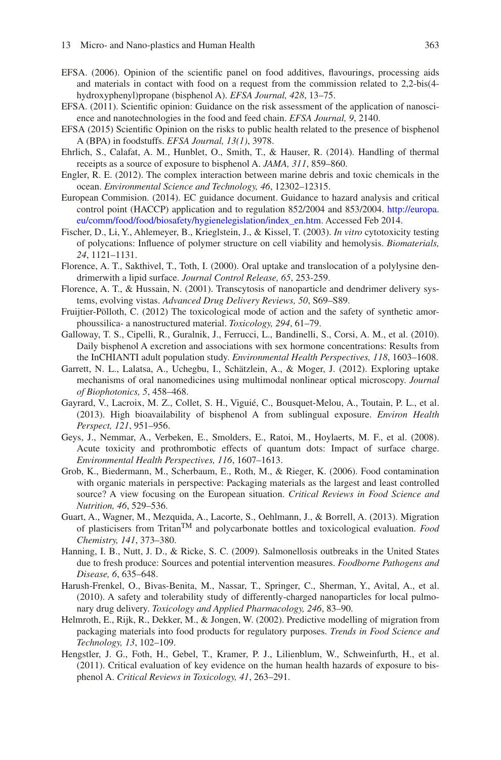EFSA. (2006). Opinion of the scientific panel on food additives, flavourings, processing aids and materials in contact with food on a request from the commission related to 2,2-bis(4-hydroxyphenyl)propane (bisphenol A). *EFSA Journal, 428*, 13–75.

EFSA. (2011). Scientific opinion: Guidance on the risk assessment of the application of nanoscience and nanotechnologies in the food and feed chain. *EFSA Journal, 9*, 2140.

EFSA (2015) Scientific Opinion on the risks to public health related to the presence of bisphenol A (BPA) in foodstuffs. *EFSA Journal, 13(1)*, 3978.

Ehrlich, S., Calafat, A. M., Hunblet, O., Smith, T., & Hauser, R. (2014). Handling of thermal receipts as a source of exposure to bisphenol A. *JAMA, 311*, 859–860.

Engler, R. E. (2012). The complex interaction between marine debris and toxic chemicals in the ocean. *Environmental Science and Technology, 46*, 12302–12315.

European Commision. (2014). EC guidance document. Guidance to hazard analysis and critical control point (HACCP) application and to regulation 852/2004 and 853/2004. http://europa.eu/comm/food/food/biosafety/hygienelegislation/index_en.htm. Accessed Feb 2014.

Fischer, D., Li, Y., Ahlemeyer, B., Krieglstein, J., & Kissel, T. (2003). *In vitro* cytotoxicity testing of polycations: Influence of polymer structure on cell viability and hemolysis. *Biomaterials, 24*, 1121–1131.

Florence, A. T., Sakthivel, T., Toth, I. (2000). Oral uptake and translocation of a polylysine dendrimerwith a lipid surface. *Journal Control Release, 65*, 253-259.

Florence, A. T., & Hussain, N. (2001). Transcytosis of nanoparticle and dendrimer delivery systems, evolving vistas. *Advanced Drug Delivery Reviews, 50*, S69–S89.

Fruijtier-Pölloth, C. (2012) The toxicological mode of action and the safety of synthetic amorphoussilica- a nanostructured material. *Toxicology, 294*, 61–79.

Galloway, T. S., Cipelli, R., Guralnik, J., Ferrucci, L., Bandinelli, S., Corsi, A. M., et al. (2010). Daily bisphenol A excretion and associations with sex hormone concentrations: Results from the InCHIANTI adult population study. *Environmental Health Perspectives, 118*, 1603–1608.

Garrett, N. L., Lalatsa, A., Uchegbu, I., Schätzlein, A., & Moger, J. (2012). Exploring uptake mechanisms of oral nanomedicines using multimodal nonlinear optical microscopy. *Journal of Biophotonics, 5*, 458–468.

Gayrard, V., Lacroix, M. Z., Collet, S. H., Viguié, C., Bousquet-Melou, A., Toutain, P. L., et al. (2013). High bioavailability of bisphenol A from sublingual exposure. *Environ Health Perspect, 121*, 951–956.

Geys, J., Nemmar, A., Verbeken, E., Smolders, E., Ratoi, M., Hoylaerts, M. F., et al. (2008). Acute toxicity and prothrombotic effects of quantum dots: Impact of surface charge. *Environmental Health Perspectives, 116*, 1607–1613.

Grob, K., Biedermann, M., Scherbaum, E., Roth, M., & Rieger, K. (2006). Food contamination with organic materials in perspective: Packaging materials as the largest and least controlled source? A view focusing on the European situation. *Critical Reviews in Food Science and Nutrition, 46*, 529–536.

Guart, A., Wagner, M., Mezquida, A., Lacorte, S., Oehlmann, J., & Borrell, A. (2013). Migration of plasticisers from Tritan™ and polycarbonate bottles and toxicological evaluation. *Food Chemistry, 141*, 373–380.

Hanning, I. B., Nutt, J. D., & Ricke, S. C. (2009). Salmonellosis outbreaks in the United States due to fresh produce: Sources and potential intervention measures. *Foodborne Pathogens and Disease, 6*, 635–648.

Harush-Frenkel, O., Bivas-Benita, M., Nassar, T., Springer, C., Sherman, Y., Avital, A., et al. (2010). A safety and tolerability study of differently-charged nanoparticles for local pulmonary drug delivery. *Toxicology and Applied Pharmacology, 246*, 83–90.

Helmroth, E., Rijk, R., Dekker, M., & Jongen, W. (2002). Predictive modelling of migration from packaging materials into food products for regulatory purposes. *Trends in Food Science and Technology, 13*, 102–109.

Hengstler, J. G., Foth, H., Gebel, T., Kramer, P. J., Lilienblum, W., Schweinfurth, H., et al. (2011). Critical evaluation of key evidence on the human health hazards of exposure to bisphenol A. *Critical Reviews in Toxicology, 41*, 263–291.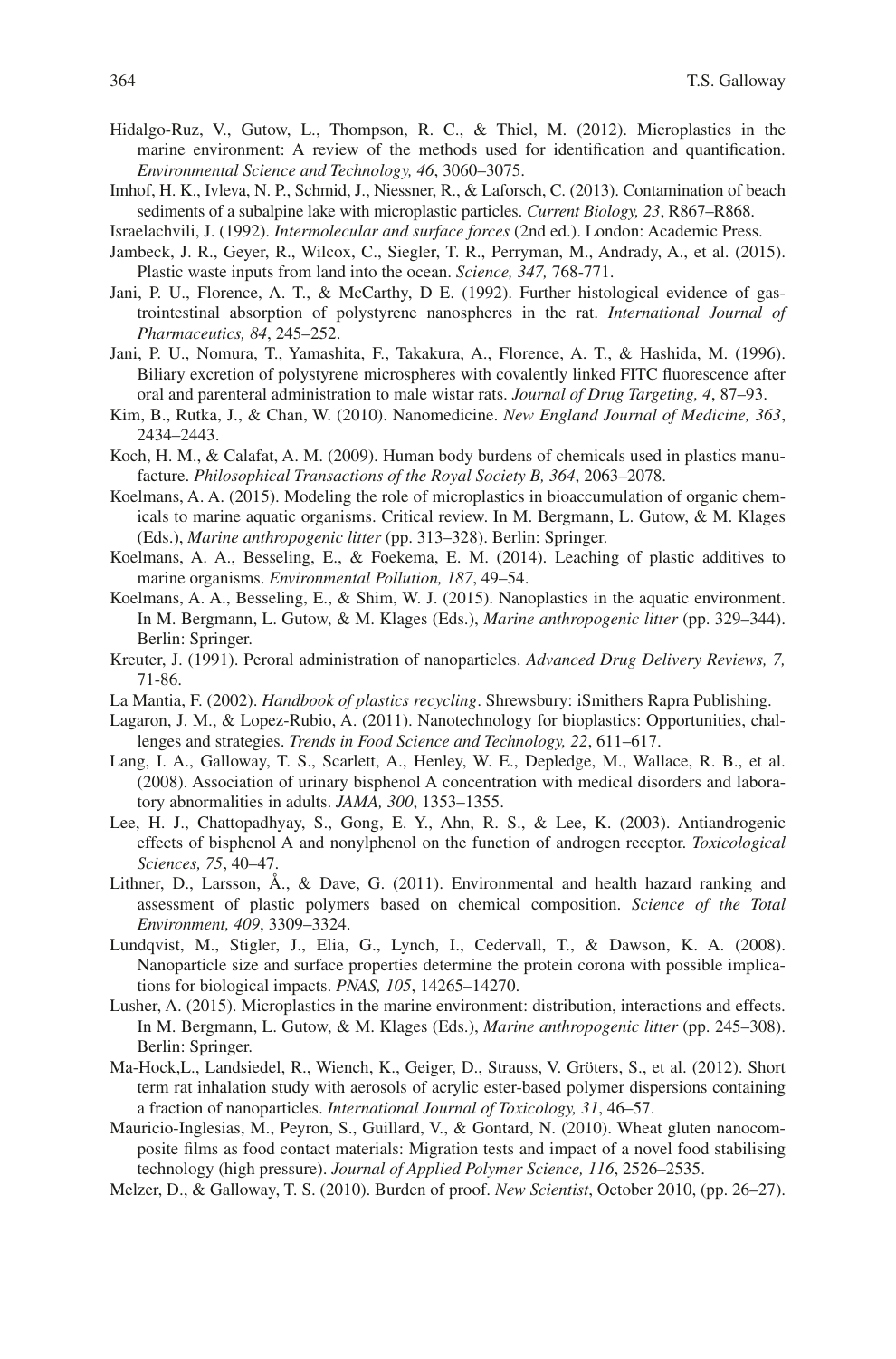Hidalgo-Ruz, V., Gutow, L., Thompson, R. C., & Thiel, M. (2012). Microplastics in the marine environment: A review of the methods used for identification and quantification. *Environmental Science and Technology, 46*, 3060–3075.

Imhof, H. K., Ivleva, N. P., Schmid, J., Niessner, R., & Laforsch, C. (2013). Contamination of beach sediments of a subalpine lake with microplastic particles. *Current Biology, 23*, R867–R868.

Israelachvili, J. (1992). *Intermolecular and surface forces* (2nd ed.). London: Academic Press.

Jambeck, J. R., Geyer, R., Wilcox, C., Siegler, T. R., Perryman, M., Andrady, A., et al. (2015). Plastic waste inputs from land into the ocean. *Science, 347,* 768-771.

Jani, P. U., Florence, A. T., & McCarthy, D E. (1992). Further histological evidence of gastrointestinal absorption of polystyrene nanospheres in the rat. *International Journal of Pharmaceutics, 84*, 245–252.

Jani, P. U., Nomura, T., Yamashita, F., Takakura, A., Florence, A. T., & Hashida, M. (1996). Biliary excretion of polystyrene microspheres with covalently linked FITC fluorescence after oral and parenteral administration to male wistar rats. *Journal of Drug Targeting, 4*, 87–93.

Kim, B., Rutka, J., & Chan, W. (2010). Nanomedicine. *New England Journal of Medicine, 363*, 2434–2443.

Koch, H. M., & Calafat, A. M. (2009). Human body burdens of chemicals used in plastics manufacture. *Philosophical Transactions of the Royal Society B, 364*, 2063–2078.

Koelmans, A. A. (2015). Modeling the role of microplastics in bioaccumulation of organic chemicals to marine aquatic organisms. Critical review. In M. Bergmann, L. Gutow, & M. Klages (Eds.), *Marine anthropogenic litter* (pp. 313–328). Berlin: Springer.

Koelmans, A. A., Besseling, E., & Foekema, E. M. (2014). Leaching of plastic additives to marine organisms. *Environmental Pollution, 187*, 49–54.

Koelmans, A. A., Besseling, E., & Shim, W. J. (2015). Nanoplastics in the aquatic environment. In M. Bergmann, L. Gutow, & M. Klages (Eds.), *Marine anthropogenic litter* (pp. 329–344). Berlin: Springer.

Kreuter, J. (1991). Peroral administration of nanoparticles. *Advanced Drug Delivery Reviews, 7,* 71-86.

La Mantia, F. (2002). *Handbook of plastics recycling*. Shrewsbury: iSmithers Rapra Publishing.

Lagaron, J. M., & Lopez-Rubio, A. (2011). Nanotechnology for bioplastics: Opportunities, challenges and strategies. *Trends in Food Science and Technology, 22*, 611–617.

Lang, I. A., Galloway, T. S., Scarlett, A., Henley, W. E., Depledge, M., Wallace, R. B., et al. (2008). Association of urinary bisphenol A concentration with medical disorders and laboratory abnormalities in adults. *JAMA, 300*, 1353–1355.

Lee, H. J., Chattopadhyay, S., Gong, E. Y., Ahn, R. S., & Lee, K. (2003). Antiandrogenic effects of bisphenol A and nonylphenol on the function of androgen receptor. *Toxicological Sciences, 75*, 40–47.

Lithner, D., Larsson, Å., & Dave, G. (2011). Environmental and health hazard ranking and assessment of plastic polymers based on chemical composition. *Science of the Total Environment, 409*, 3309–3324.

Lundqvist, M., Stigler, J., Elia, G., Lynch, I., Cedervall, T., & Dawson, K. A. (2008). Nanoparticle size and surface properties determine the protein corona with possible implications for biological impacts. *PNAS, 105*, 14265–14270.

Lusher, A. (2015). Microplastics in the marine environment: distribution, interactions and effects. In M. Bergmann, L. Gutow, & M. Klages (Eds.), *Marine anthropogenic litter* (pp. 245–308). Berlin: Springer.

Ma-Hock,L., Landsiedel, R., Wiench, K., Geiger, D., Strauss, V. Gröters, S., et al. (2012). Short term rat inhalation study with aerosols of acrylic ester-based polymer dispersions containing a fraction of nanoparticles. *International Journal of Toxicology, 31*, 46–57.

Mauricio-Inglesias, M., Peyron, S., Guillard, V., & Gontard, N. (2010). Wheat gluten nanocomposite films as food contact materials: Migration tests and impact of a novel food stabilising technology (high pressure). *Journal of Applied Polymer Science, 116*, 2526–2535.

Melzer, D., & Galloway, T. S. (2010). Burden of proof. *New Scientist*, October 2010, (pp. 26–27).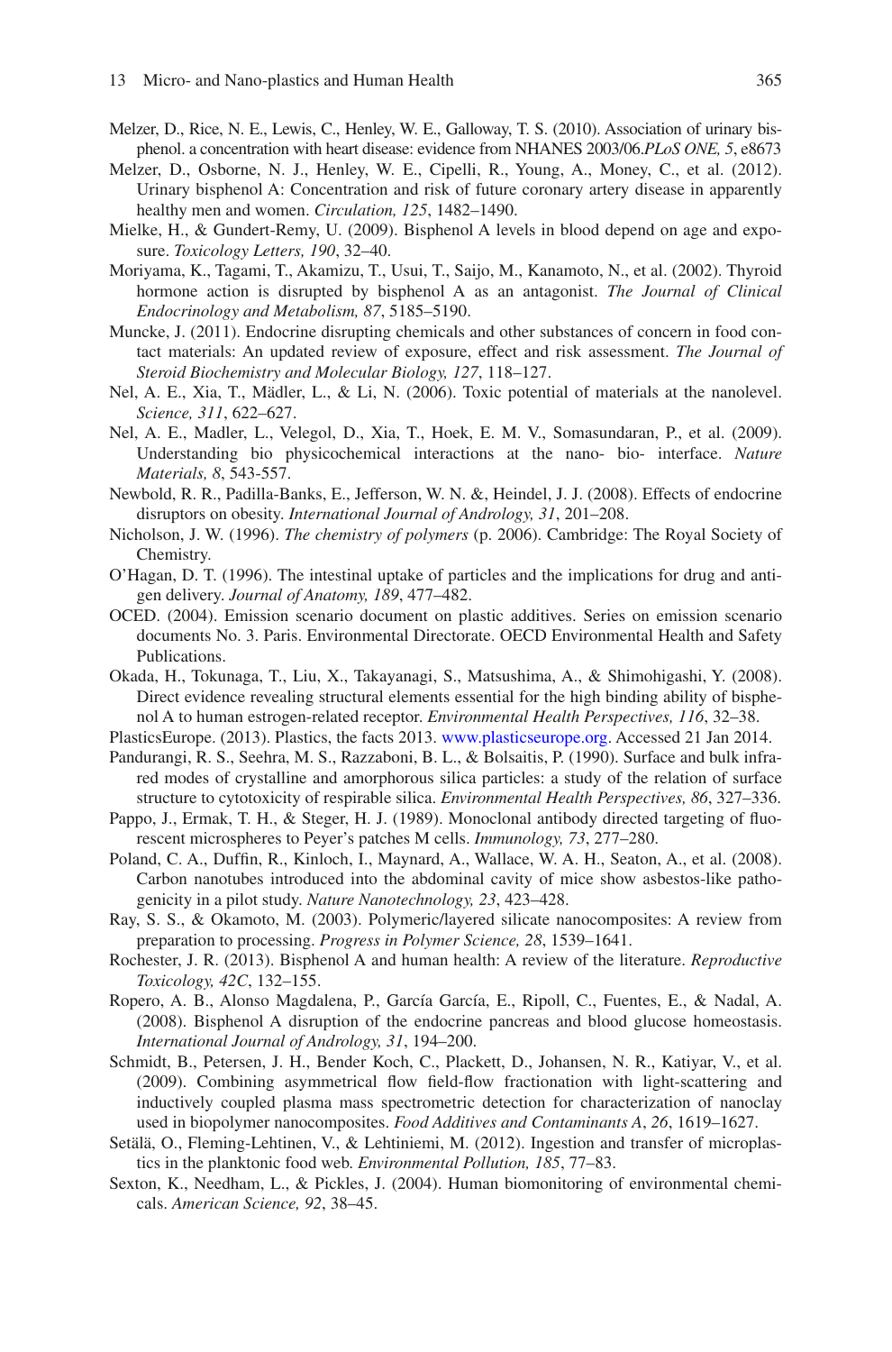Melzer, D., Rice, N. E., Lewis, C., Henley, W. E., Galloway, T. S. (2010). Association of urinary bisphenol. a concentration with heart disease: evidence from NHANES 2003/06.*PLoS ONE, 5*, e8673

Melzer, D., Osborne, N. J., Henley, W. E., Cipelli, R., Young, A., Money, C., et al. (2012). Urinary bisphenol A: Concentration and risk of future coronary artery disease in apparently healthy men and women. *Circulation, 125*, 1482–1490.

Mielke, H., & Gundert-Remy, U. (2009). Bisphenol A levels in blood depend on age and exposure. *Toxicology Letters, 190*, 32–40.

Moriyama, K., Tagami, T., Akamizu, T., Usui, T., Saijo, M., Kanamoto, N., et al. (2002). Thyroid hormone action is disrupted by bisphenol A as an antagonist. *The Journal of Clinical Endocrinology and Metabolism, 87*, 5185–5190.

Muncke, J. (2011). Endocrine disrupting chemicals and other substances of concern in food contact materials: An updated review of exposure, effect and risk assessment. *The Journal of Steroid Biochemistry and Molecular Biology, 127*, 118–127.

Nel, A. E., Xia, T., Mädler, L., & Li, N. (2006). Toxic potential of materials at the nanolevel. *Science, 311*, 622–627.

Nel, A. E., Madler, L., Velegol, D., Xia, T., Hoek, E. M. V., Somasundaran, P., et al. (2009). Understanding bio physicochemical interactions at the nano- bio- interface. *Nature Materials, 8*, 543-557.

Newbold, R. R., Padilla-Banks, E., Jefferson, W. N. &, Heindel, J. J. (2008). Effects of endocrine disruptors on obesity. *International Journal of Andrology, 31*, 201–208.

Nicholson, J. W. (1996). *The chemistry of polymers* (p. 2006). Cambridge: The Royal Society of Chemistry.

O'Hagan, D. T. (1996). The intestinal uptake of particles and the implications for drug and antigen delivery. *Journal of Anatomy, 189*, 477–482.

OCED. (2004). Emission scenario document on plastic additives. Series on emission scenario documents No. 3. Paris. Environmental Directorate. OECD Environmental Health and Safety Publications.

Okada, H., Tokunaga, T., Liu, X., Takayanagi, S., Matsushima, A., & Shimohigashi, Y. (2008). Direct evidence revealing structural elements essential for the high binding ability of bisphenol A to human estrogen-related receptor. *Environmental Health Perspectives, 116*, 32–38.

PlasticsEurope. (2013). Plastics, the facts 2013. www.plasticseurope.org. Accessed 21 Jan 2014.

Pandurangi, R. S., Seehra, M. S., Razzaboni, B. L., & Bolsaitis, P. (1990). Surface and bulk infrared modes of crystalline and amorphorous silica particles: a study of the relation of surface structure to cytotoxicity of respirable silica. *Environmental Health Perspectives, 86*, 327–336.

Pappo, J., Ermak, T. H., & Steger, H. J. (1989). Monoclonal antibody directed targeting of fluorescent microspheres to Peyer's patches M cells. *Immunology, 73*, 277–280.

Poland, C. A., Duffin, R., Kinloch, I., Maynard, A., Wallace, W. A. H., Seaton, A., et al. (2008). Carbon nanotubes introduced into the abdominal cavity of mice show asbestos-like pathogenicity in a pilot study. *Nature Nanotechnology, 23*, 423–428.

Ray, S. S., & Okamoto, M. (2003). Polymeric/layered silicate nanocomposites: A review from preparation to processing. *Progress in Polymer Science, 28*, 1539–1641.

Rochester, J. R. (2013). Bisphenol A and human health: A review of the literature. *Reproductive Toxicology, 42C*, 132–155.

Ropero, A. B., Alonso Magdalena, P., García García, E., Ripoll, C., Fuentes, E., & Nadal, A. (2008). Bisphenol A disruption of the endocrine pancreas and blood glucose homeostasis. *International Journal of Andrology, 31*, 194–200.

Schmidt, B., Petersen, J. H., Bender Koch, C., Plackett, D., Johansen, N. R., Katiyar, V., et al. (2009). Combining asymmetrical flow field-flow fractionation with light-scattering and inductively coupled plasma mass spectrometric detection for characterization of nanoclay used in biopolymer nanocomposites. *Food Additives and Contaminants A*, *26*, 1619–1627.

Setälä, O., Fleming-Lehtinen, V., & Lehtiniemi, M. (2012). Ingestion and transfer of microplastics in the planktonic food web. *Environmental Pollution, 185*, 77–83.

Sexton, K., Needham, L., & Pickles, J. (2004). Human biomonitoring of environmental chemicals. *American Science, 92*, 38–45.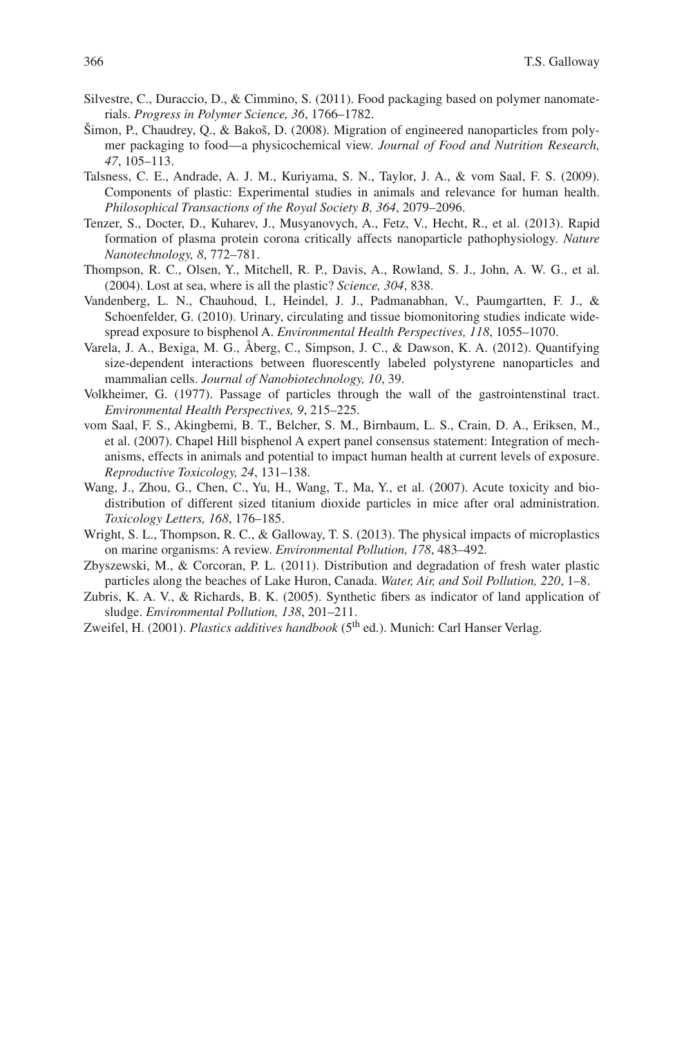Silvestre, C., Duraccio, D., & Cimmino, S. (2011). Food packaging based on polymer nanomaterials. *Progress in Polymer Science, 36*, 1766–1782.

Šimon, P., Chaudrey, Q., & Bakoš, D. (2008). Migration of engineered nanoparticles from polymer packaging to food—a physicochemical view. *Journal of Food and Nutrition Research, 47*, 105–113.

Talsness, C. E., Andrade, A. J. M., Kuriyama, S. N., Taylor, J. A., & vom Saal, F. S. (2009). Components of plastic: Experimental studies in animals and relevance for human health. *Philosophical Transactions of the Royal Society B, 364*, 2079–2096.

Tenzer, S., Docter, D., Kuharev, J., Musyanovych, A., Fetz, V., Hecht, R., et al. (2013). Rapid formation of plasma protein corona critically affects nanoparticle pathophysiology. *Nature Nanotechnology, 8*, 772–781.

Thompson, R. C., Olsen, Y., Mitchell, R. P., Davis, A., Rowland, S. J., John, A. W. G., et al. (2004). Lost at sea, where is all the plastic? *Science, 304*, 838.

Vandenberg, L. N., Chauhoud, I., Heindel, J. J., Padmanabhan, V., Paumgartten, F. J., & Schoenfelder, G. (2010). Urinary, circulating and tissue biomonitoring studies indicate widespread exposure to bisphenol A. *Environmental Health Perspectives, 118*, 1055–1070.

Varela, J. A., Bexiga, M. G., Åberg, C., Simpson, J. C., & Dawson, K. A. (2012). Quantifying size-dependent interactions between fluorescently labeled polystyrene nanoparticles and mammalian cells. *Journal of Nanobiotechnology, 10*, 39.

Volkheimer, G. (1977). Passage of particles through the wall of the gastrointenstinal tract. *Environmental Health Perspectives, 9*, 215–225.

vom Saal, F. S., Akingbemi, B. T., Belcher, S. M., Birnbaum, L. S., Crain, D. A., Eriksen, M., et al. (2007). Chapel Hill bisphenol A expert panel consensus statement: Integration of mechanisms, effects in animals and potential to impact human health at current levels of exposure. *Reproductive Toxicology, 24*, 131–138.

Wang, J., Zhou, G., Chen, C., Yu, H., Wang, T., Ma, Y., et al. (2007). Acute toxicity and biodistribution of different sized titanium dioxide particles in mice after oral administration. *Toxicology Letters, 168*, 176–185.

Wright, S. L., Thompson, R. C., & Galloway, T. S. (2013). The physical impacts of microplastics on marine organisms: A review. *Environmental Pollution, 178*, 483–492.

Zbyszewski, M., & Corcoran, P. L. (2011). Distribution and degradation of fresh water plastic particles along the beaches of Lake Huron, Canada. *Water, Air, and Soil Pollution, 220*, 1–8.

Zubris, K. A. V., & Richards, B. K. (2005). Synthetic fibers as indicator of land application of sludge. *Environmental Pollution, 138*, 201–211.

Zweifel, H. (2001). *Plastics additives handbook* (5th ed.). Munich: Carl Hanser Verlag.